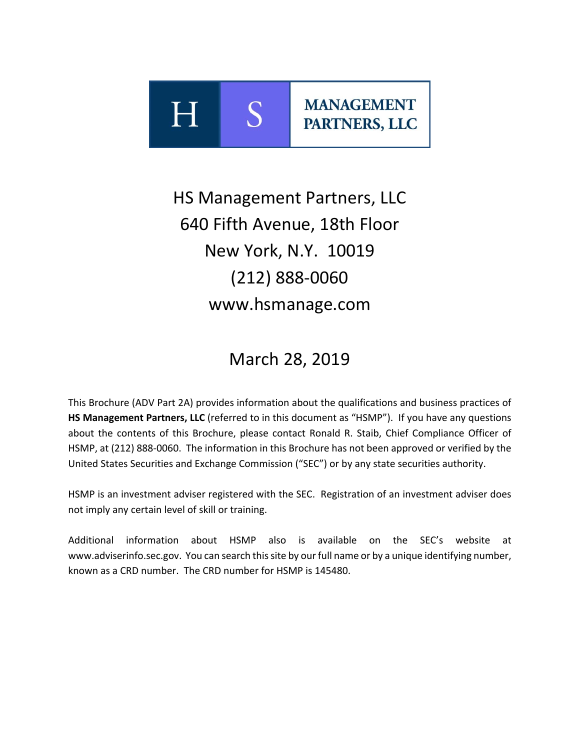H S MANAGEMENT PARTNERS, LLC

# HS Management Partners, LLC

640 Fifth Avenue, 18th Floor

New York, N.Y. 10019

(212) 888-0060

www.hsmanage.com

March 28, 2019

This Brochure (ADV Part 2A) provides information about the qualifications and business practices of **HS Management Partners, LLC** (referred to in this document as "HSMP"). If you have any questions about the contents of this Brochure, please contact Ronald R. Staib, Chief Compliance Officer of HSMP, at (212) 888-0060. The information in this Brochure has not been approved or verified by the United States Securities and Exchange Commission ("SEC") or by any state securities authority.

HSMP is an investment adviser registered with the SEC. Registration of an investment adviser does not imply any certain level of skill or training.

Additional information about HSMP also is available on the SEC's website at www.adviserinfo.sec.gov. You can search this site by our full name or by a unique identifying number, known as a CRD number. The CRD number for HSMP is 145480.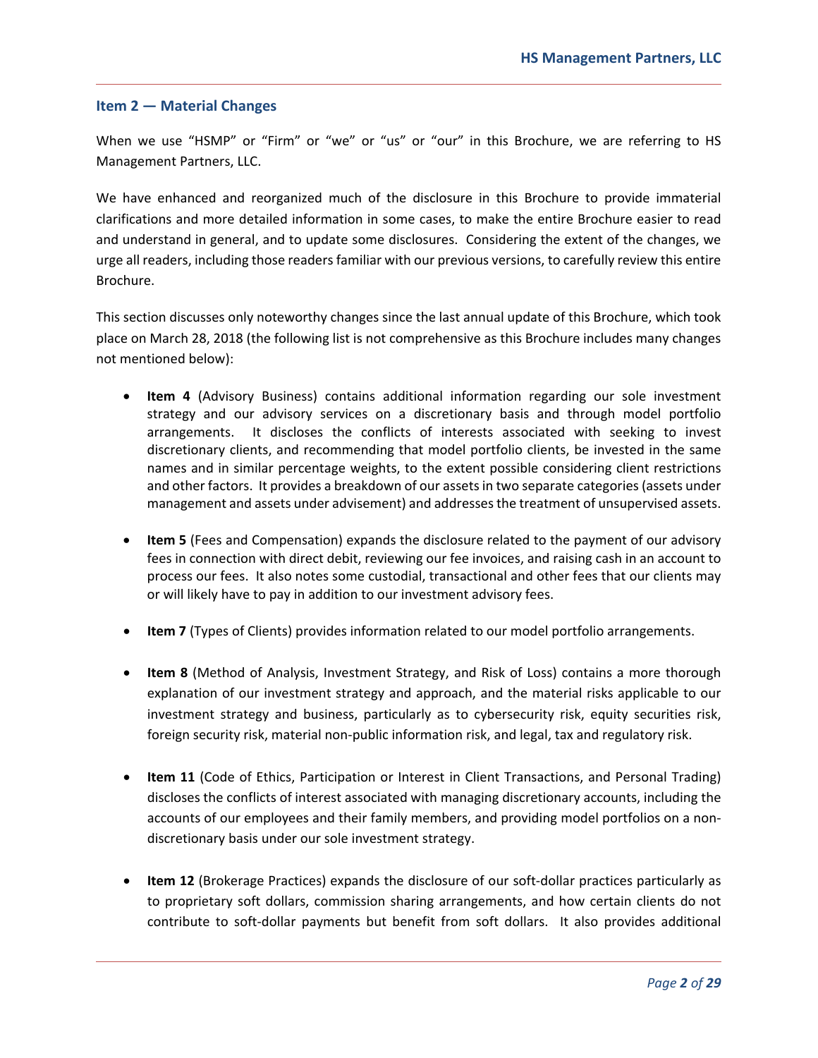## Item 2 — Material Changes

When we use "HSMP" or "Firm" or "we" or "us" or "our" in this Brochure, we are referring to HS Management Partners, LLC.

We have enhanced and reorganized much of the disclosure in this Brochure to provide immaterial clarifications and more detailed information in some cases, to make the entire Brochure easier to read and understand in general, and to update some disclosures. Considering the extent of the changes, we urge all readers, including those readers familiar with our previous versions, to carefully review this entire Brochure.

This section discusses only noteworthy changes since the last annual update of this Brochure, which took place on March 28, 2018 (the following list is not comprehensive as this Brochure includes many changes not mentioned below):

- **Item 4** (Advisory Business) contains additional information regarding our sole investment strategy and our advisory services on a discretionary basis and through model portfolio arrangements. It discloses the conflicts of interests associated with seeking to invest discretionary clients, and recommending that model portfolio clients, be invested in the same names and in similar percentage weights, to the extent possible considering client restrictions and other factors. It provides a breakdown of our assets in two separate categories (assets under management and assets under advisement) and addresses the treatment of unsupervised assets.

- **Item 5** (Fees and Compensation) expands the disclosure related to the payment of our advisory fees in connection with direct debit, reviewing our fee invoices, and raising cash in an account to process our fees. It also notes some custodial, transactional and other fees that our clients may or will likely have to pay in addition to our investment advisory fees.

- **Item 7** (Types of Clients) provides information related to our model portfolio arrangements.

- **Item 8** (Method of Analysis, Investment Strategy, and Risk of Loss) contains a more thorough explanation of our investment strategy and approach, and the material risks applicable to our investment strategy and business, particularly as to cybersecurity risk, equity securities risk, foreign security risk, material non-public information risk, and legal, tax and regulatory risk.

- **Item 11** (Code of Ethics, Participation or Interest in Client Transactions, and Personal Trading) discloses the conflicts of interest associated with managing discretionary accounts, including the accounts of our employees and their family members, and providing model portfolios on a non-discretionary basis under our sole investment strategy.

- **Item 12** (Brokerage Practices) expands the disclosure of our soft-dollar practices particularly as to proprietary soft dollars, commission sharing arrangements, and how certain clients do not contribute to soft-dollar payments but benefit from soft dollars. It also provides additional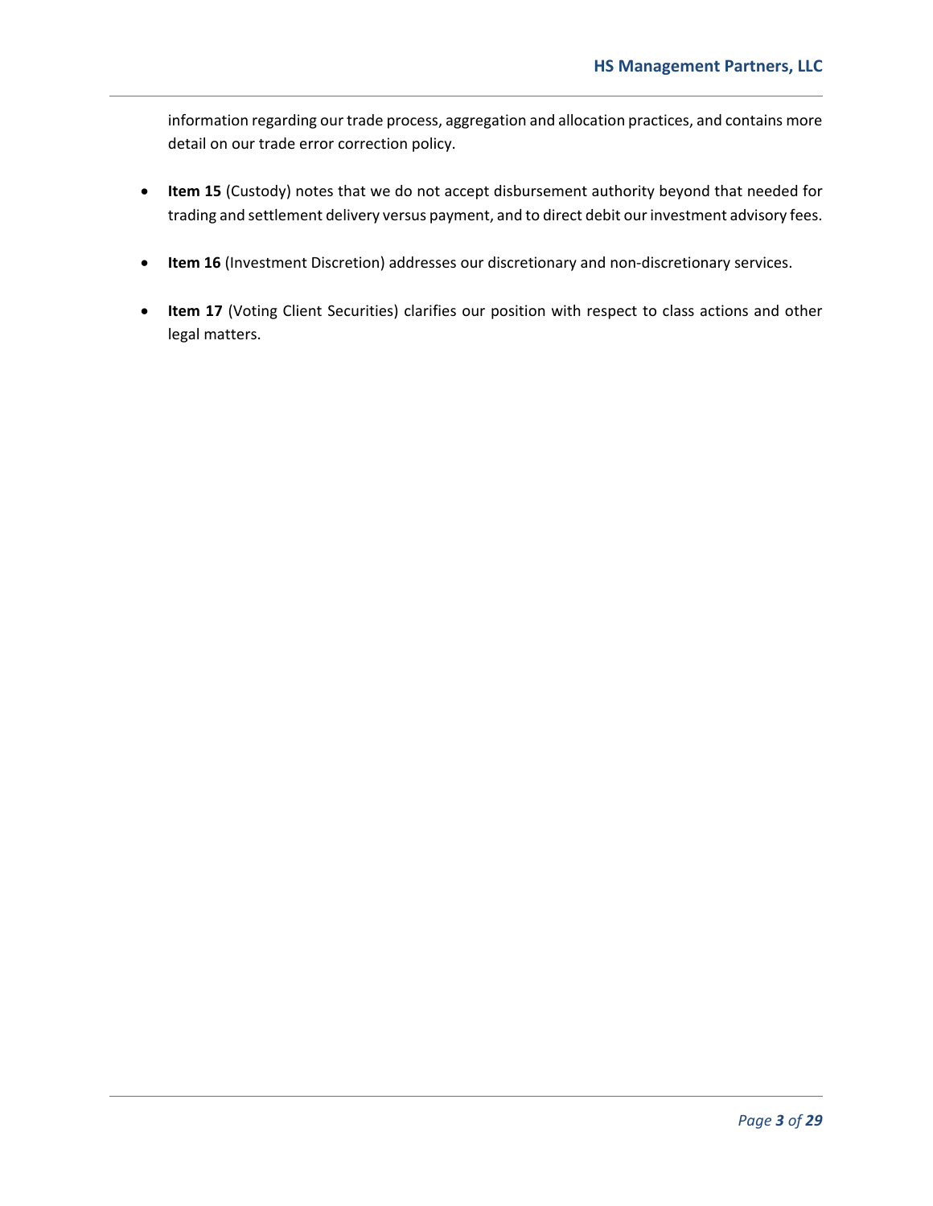information regarding our trade process, aggregation and allocation practices, and contains more detail on our trade error correction policy.

- **Item 15** (Custody) notes that we do not accept disbursement authority beyond that needed for trading and settlement delivery versus payment, and to direct debit our investment advisory fees.

- **Item 16** (Investment Discretion) addresses our discretionary and non-discretionary services.

- **Item 17** (Voting Client Securities) clarifies our position with respect to class actions and other legal matters.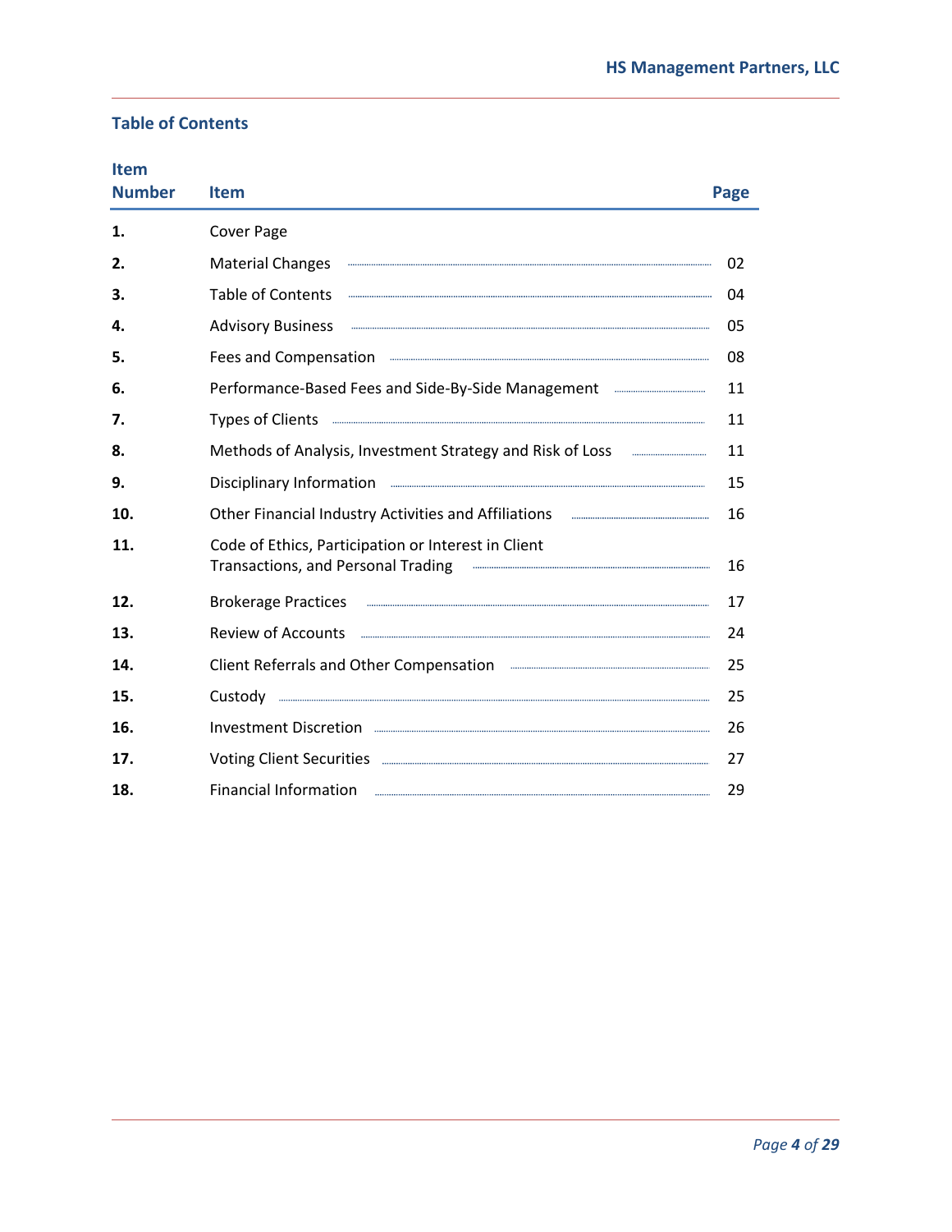## Table of Contents

| Item Number | Item | Page |
|---|---|---|
| **1.** | Cover Page | |
| **2.** | Material Changes | 02 |
| **3.** | Table of Contents | 04 |
| **4.** | Advisory Business | 05 |
| **5.** | Fees and Compensation | 08 |
| **6.** | Performance-Based Fees and Side-By-Side Management | 11 |
| **7.** | Types of Clients | 11 |
| **8.** | Methods of Analysis, Investment Strategy and Risk of Loss | 11 |
| **9.** | Disciplinary Information | 15 |
| **10.** | Other Financial Industry Activities and Affiliations | 16 |
| **11.** | Code of Ethics, Participation or Interest in Client Transactions, and Personal Trading | 16 |
| **12.** | Brokerage Practices | 17 |
| **13.** | Review of Accounts | 24 |
| **14.** | Client Referrals and Other Compensation | 25 |
| **15.** | Custody | 25 |
| **16.** | Investment Discretion | 26 |
| **17.** | Voting Client Securities | 27 |
| **18.** | Financial Information | 29 |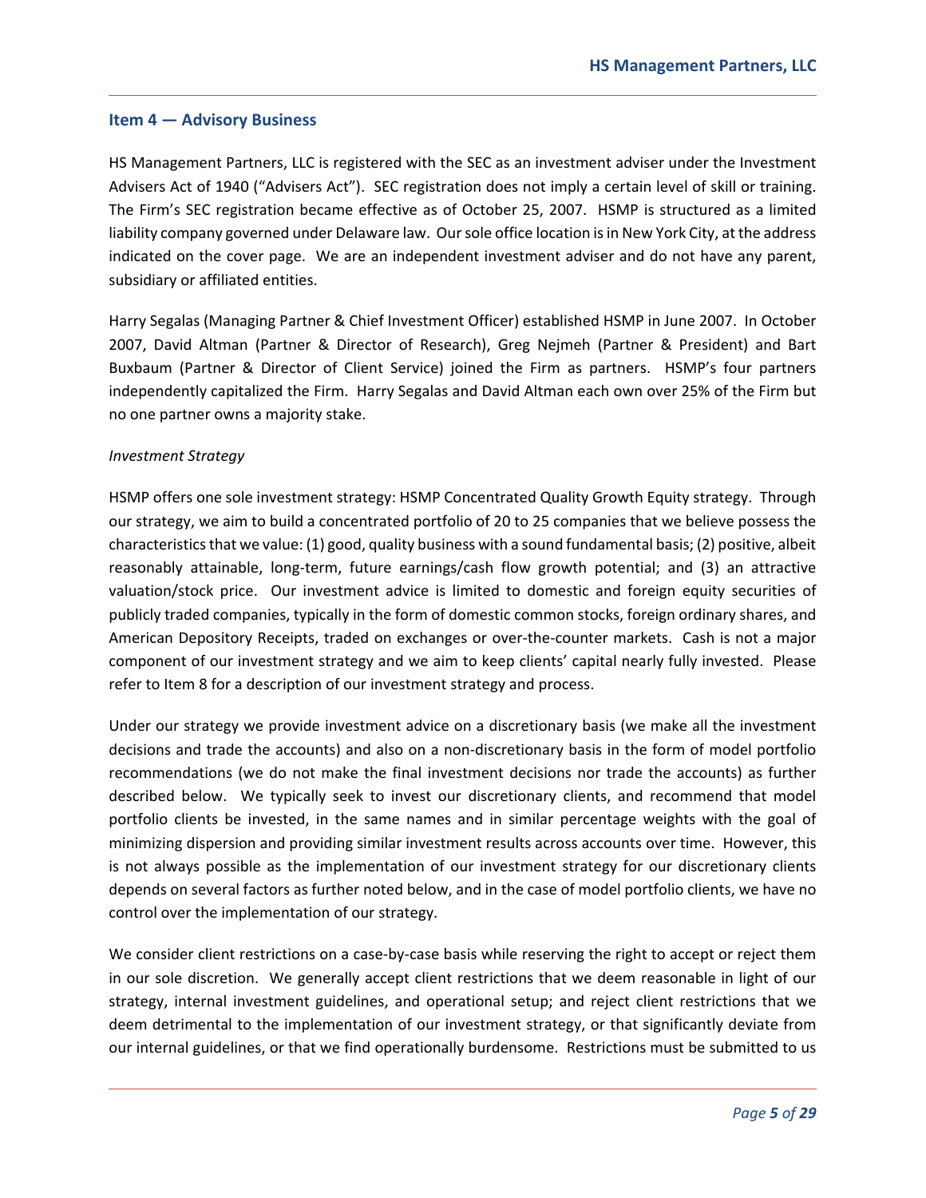## Item 4 — Advisory Business

HS Management Partners, LLC is registered with the SEC as an investment adviser under the Investment Advisers Act of 1940 ("Advisers Act"). SEC registration does not imply a certain level of skill or training. The Firm's SEC registration became effective as of October 25, 2007. HSMP is structured as a limited liability company governed under Delaware law. Our sole office location is in New York City, at the address indicated on the cover page. We are an independent investment adviser and do not have any parent, subsidiary or affiliated entities.

Harry Segalas (Managing Partner & Chief Investment Officer) established HSMP in June 2007. In October 2007, David Altman (Partner & Director of Research), Greg Nejmeh (Partner & President) and Bart Buxbaum (Partner & Director of Client Service) joined the Firm as partners. HSMP's four partners independently capitalized the Firm. Harry Segalas and David Altman each own over 25% of the Firm but no one partner owns a majority stake.

*Investment Strategy*

HSMP offers one sole investment strategy: HSMP Concentrated Quality Growth Equity strategy. Through our strategy, we aim to build a concentrated portfolio of 20 to 25 companies that we believe possess the characteristics that we value: (1) good, quality business with a sound fundamental basis; (2) positive, albeit reasonably attainable, long-term, future earnings/cash flow growth potential; and (3) an attractive valuation/stock price. Our investment advice is limited to domestic and foreign equity securities of publicly traded companies, typically in the form of domestic common stocks, foreign ordinary shares, and American Depository Receipts, traded on exchanges or over-the-counter markets. Cash is not a major component of our investment strategy and we aim to keep clients' capital nearly fully invested. Please refer to Item 8 for a description of our investment strategy and process.

Under our strategy we provide investment advice on a discretionary basis (we make all the investment decisions and trade the accounts) and also on a non-discretionary basis in the form of model portfolio recommendations (we do not make the final investment decisions nor trade the accounts) as further described below. We typically seek to invest our discretionary clients, and recommend that model portfolio clients be invested, in the same names and in similar percentage weights with the goal of minimizing dispersion and providing similar investment results across accounts over time. However, this is not always possible as the implementation of our investment strategy for our discretionary clients depends on several factors as further noted below, and in the case of model portfolio clients, we have no control over the implementation of our strategy.

We consider client restrictions on a case-by-case basis while reserving the right to accept or reject them in our sole discretion. We generally accept client restrictions that we deem reasonable in light of our strategy, internal investment guidelines, and operational setup; and reject client restrictions that we deem detrimental to the implementation of our investment strategy, or that significantly deviate from our internal guidelines, or that we find operationally burdensome. Restrictions must be submitted to us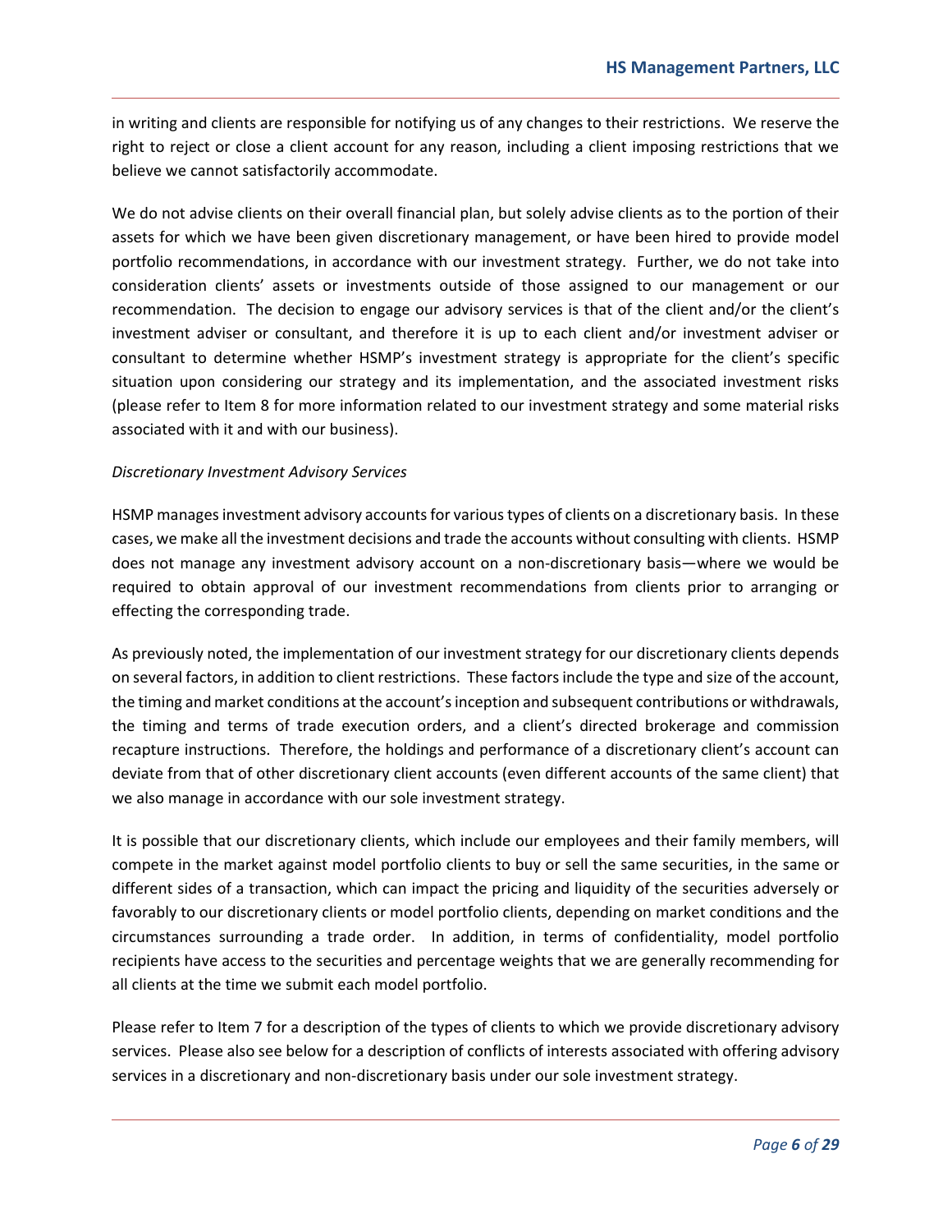in writing and clients are responsible for notifying us of any changes to their restrictions. We reserve the right to reject or close a client account for any reason, including a client imposing restrictions that we believe we cannot satisfactorily accommodate.

We do not advise clients on their overall financial plan, but solely advise clients as to the portion of their assets for which we have been given discretionary management, or have been hired to provide model portfolio recommendations, in accordance with our investment strategy. Further, we do not take into consideration clients' assets or investments outside of those assigned to our management or our recommendation. The decision to engage our advisory services is that of the client and/or the client's investment adviser or consultant, and therefore it is up to each client and/or investment adviser or consultant to determine whether HSMP's investment strategy is appropriate for the client's specific situation upon considering our strategy and its implementation, and the associated investment risks (please refer to Item 8 for more information related to our investment strategy and some material risks associated with it and with our business).

*Discretionary Investment Advisory Services*

HSMP manages investment advisory accounts for various types of clients on a discretionary basis. In these cases, we make all the investment decisions and trade the accounts without consulting with clients. HSMP does not manage any investment advisory account on a non-discretionary basis—where we would be required to obtain approval of our investment recommendations from clients prior to arranging or effecting the corresponding trade.

As previously noted, the implementation of our investment strategy for our discretionary clients depends on several factors, in addition to client restrictions. These factors include the type and size of the account, the timing and market conditions at the account's inception and subsequent contributions or withdrawals, the timing and terms of trade execution orders, and a client's directed brokerage and commission recapture instructions. Therefore, the holdings and performance of a discretionary client's account can deviate from that of other discretionary client accounts (even different accounts of the same client) that we also manage in accordance with our sole investment strategy.

It is possible that our discretionary clients, which include our employees and their family members, will compete in the market against model portfolio clients to buy or sell the same securities, in the same or different sides of a transaction, which can impact the pricing and liquidity of the securities adversely or favorably to our discretionary clients or model portfolio clients, depending on market conditions and the circumstances surrounding a trade order. In addition, in terms of confidentiality, model portfolio recipients have access to the securities and percentage weights that we are generally recommending for all clients at the time we submit each model portfolio.

Please refer to Item 7 for a description of the types of clients to which we provide discretionary advisory services. Please also see below for a description of conflicts of interests associated with offering advisory services in a discretionary and non-discretionary basis under our sole investment strategy.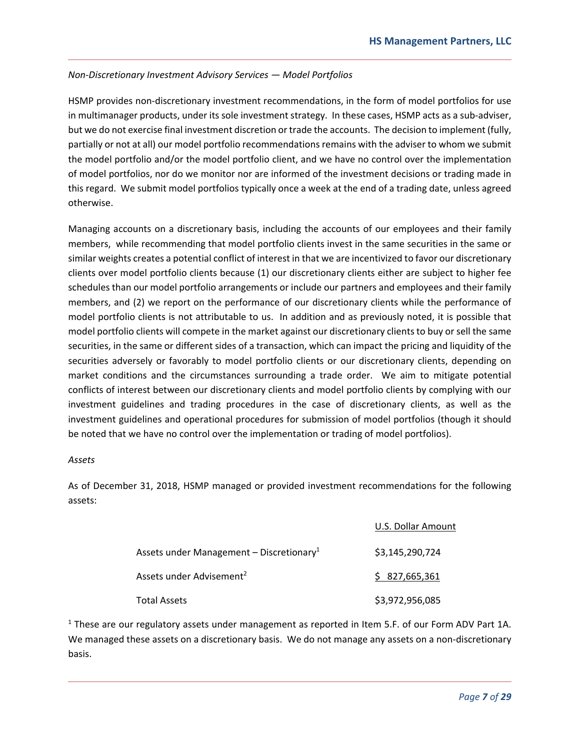*Non-Discretionary Investment Advisory Services — Model Portfolios*

HSMP provides non-discretionary investment recommendations, in the form of model portfolios for use in multimanager products, under its sole investment strategy. In these cases, HSMP acts as a sub-adviser, but we do not exercise final investment discretion or trade the accounts. The decision to implement (fully, partially or not at all) our model portfolio recommendations remains with the adviser to whom we submit the model portfolio and/or the model portfolio client, and we have no control over the implementation of model portfolios, nor do we monitor nor are informed of the investment decisions or trading made in this regard. We submit model portfolios typically once a week at the end of a trading date, unless agreed otherwise.

Managing accounts on a discretionary basis, including the accounts of our employees and their family members, while recommending that model portfolio clients invest in the same securities in the same or similar weights creates a potential conflict of interest in that we are incentivized to favor our discretionary clients over model portfolio clients because (1) our discretionary clients either are subject to higher fee schedules than our model portfolio arrangements or include our partners and employees and their family members, and (2) we report on the performance of our discretionary clients while the performance of model portfolio clients is not attributable to us. In addition and as previously noted, it is possible that model portfolio clients will compete in the market against our discretionary clients to buy or sell the same securities, in the same or different sides of a transaction, which can impact the pricing and liquidity of the securities adversely or favorably to model portfolio clients or our discretionary clients, depending on market conditions and the circumstances surrounding a trade order. We aim to mitigate potential conflicts of interest between our discretionary clients and model portfolio clients by complying with our investment guidelines and trading procedures in the case of discretionary clients, as well as the investment guidelines and operational procedures for submission of model portfolios (though it should be noted that we have no control over the implementation or trading of model portfolios).

*Assets*

As of December 31, 2018, HSMP managed or provided investment recommendations for the following assets:

| | U.S. Dollar Amount |
|---|---|
| Assets under Management – Discretionary[1] | $3,145,290,724 |
| Assets under Advisement[2] | $ 827,665,361 |
| Total Assets | $3,972,956,085 |

[1] These are our regulatory assets under management as reported in Item 5.F. of our Form ADV Part 1A. We managed these assets on a discretionary basis. We do not manage any assets on a non-discretionary basis.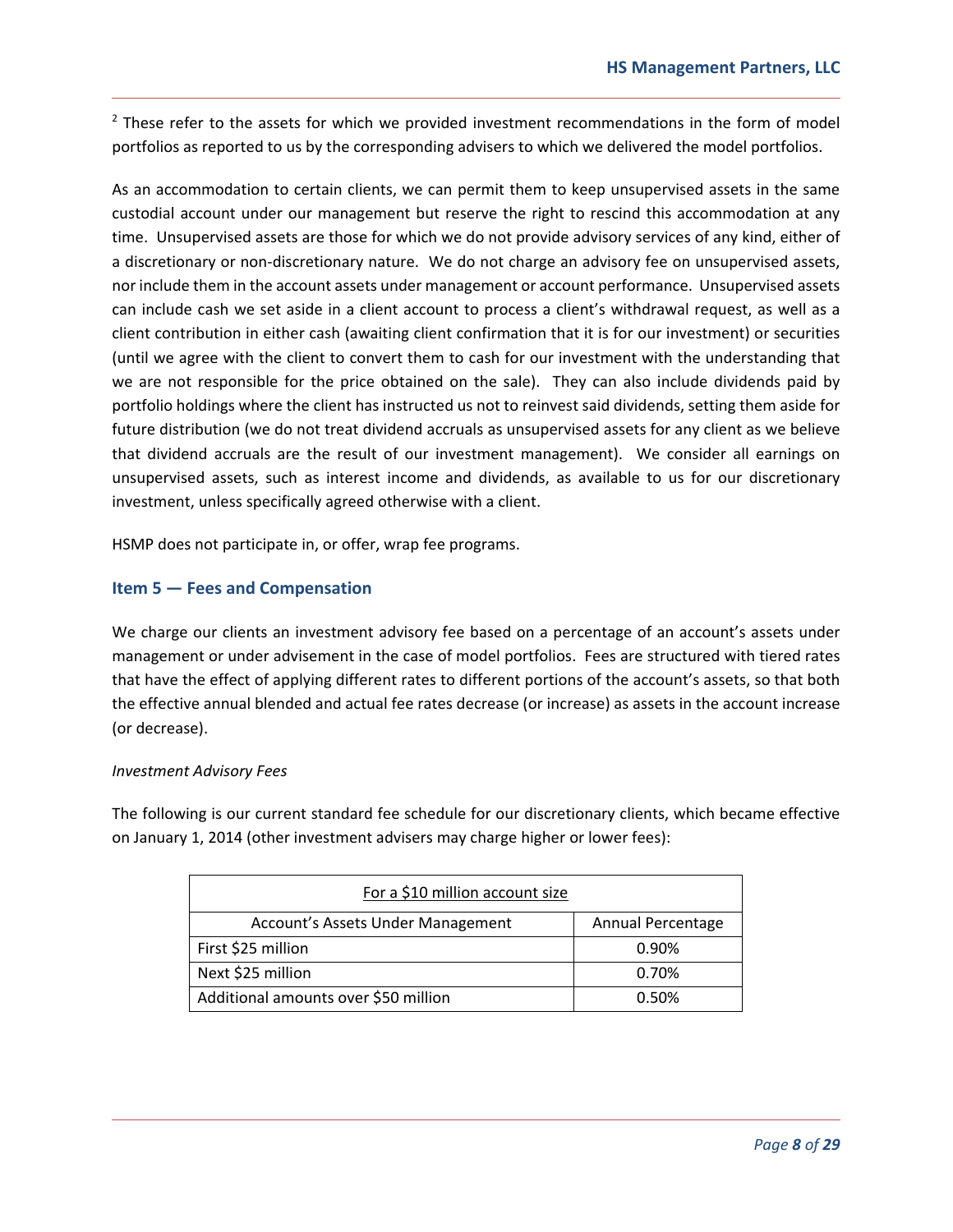[2] These refer to the assets for which we provided investment recommendations in the form of model portfolios as reported to us by the corresponding advisers to which we delivered the model portfolios.

As an accommodation to certain clients, we can permit them to keep unsupervised assets in the same custodial account under our management but reserve the right to rescind this accommodation at any time. Unsupervised assets are those for which we do not provide advisory services of any kind, either of a discretionary or non-discretionary nature. We do not charge an advisory fee on unsupervised assets, nor include them in the account assets under management or account performance. Unsupervised assets can include cash we set aside in a client account to process a client's withdrawal request, as well as a client contribution in either cash (awaiting client confirmation that it is for our investment) or securities (until we agree with the client to convert them to cash for our investment with the understanding that we are not responsible for the price obtained on the sale). They can also include dividends paid by portfolio holdings where the client has instructed us not to reinvest said dividends, setting them aside for future distribution (we do not treat dividend accruals as unsupervised assets for any client as we believe that dividend accruals are the result of our investment management). We consider all earnings on unsupervised assets, such as interest income and dividends, as available to us for our discretionary investment, unless specifically agreed otherwise with a client.

HSMP does not participate in, or offer, wrap fee programs.

## Item 5 — Fees and Compensation

We charge our clients an investment advisory fee based on a percentage of an account's assets under management or under advisement in the case of model portfolios. Fees are structured with tiered rates that have the effect of applying different rates to different portions of the account's assets, so that both the effective annual blended and actual fee rates decrease (or increase) as assets in the account increase (or decrease).

*Investment Advisory Fees*

The following is our current standard fee schedule for our discretionary clients, which became effective on January 1, 2014 (other investment advisers may charge higher or lower fees):

| For a $10 million account size | |
|---|---|
| Account's Assets Under Management | Annual Percentage |
| First $25 million | 0.90% |
| Next $25 million | 0.70% |
| Additional amounts over $50 million | 0.50% |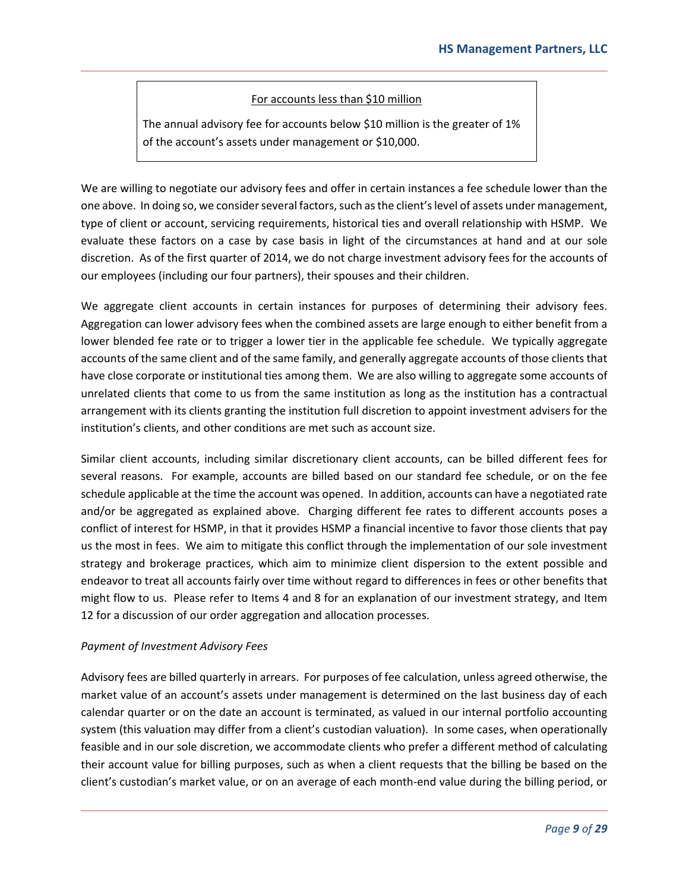<u>For accounts less than $10 million</u>

The annual advisory fee for accounts below $10 million is the greater of 1% of the account's assets under management or $10,000.

We are willing to negotiate our advisory fees and offer in certain instances a fee schedule lower than the one above. In doing so, we consider several factors, such as the client's level of assets under management, type of client or account, servicing requirements, historical ties and overall relationship with HSMP. We evaluate these factors on a case by case basis in light of the circumstances at hand and at our sole discretion. As of the first quarter of 2014, we do not charge investment advisory fees for the accounts of our employees (including our four partners), their spouses and their children.

We aggregate client accounts in certain instances for purposes of determining their advisory fees. Aggregation can lower advisory fees when the combined assets are large enough to either benefit from a lower blended fee rate or to trigger a lower tier in the applicable fee schedule. We typically aggregate accounts of the same client and of the same family, and generally aggregate accounts of those clients that have close corporate or institutional ties among them. We are also willing to aggregate some accounts of unrelated clients that come to us from the same institution as long as the institution has a contractual arrangement with its clients granting the institution full discretion to appoint investment advisers for the institution's clients, and other conditions are met such as account size.

Similar client accounts, including similar discretionary client accounts, can be billed different fees for several reasons. For example, accounts are billed based on our standard fee schedule, or on the fee schedule applicable at the time the account was opened. In addition, accounts can have a negotiated rate and/or be aggregated as explained above. Charging different fee rates to different accounts poses a conflict of interest for HSMP, in that it provides HSMP a financial incentive to favor those clients that pay us the most in fees. We aim to mitigate this conflict through the implementation of our sole investment strategy and brokerage practices, which aim to minimize client dispersion to the extent possible and endeavor to treat all accounts fairly over time without regard to differences in fees or other benefits that might flow to us. Please refer to Items 4 and 8 for an explanation of our investment strategy, and Item 12 for a discussion of our order aggregation and allocation processes.

*Payment of Investment Advisory Fees*

Advisory fees are billed quarterly in arrears. For purposes of fee calculation, unless agreed otherwise, the market value of an account's assets under management is determined on the last business day of each calendar quarter or on the date an account is terminated, as valued in our internal portfolio accounting system (this valuation may differ from a client's custodian valuation). In some cases, when operationally feasible and in our sole discretion, we accommodate clients who prefer a different method of calculating their account value for billing purposes, such as when a client requests that the billing be based on the client's custodian's market value, or on an average of each month-end value during the billing period, or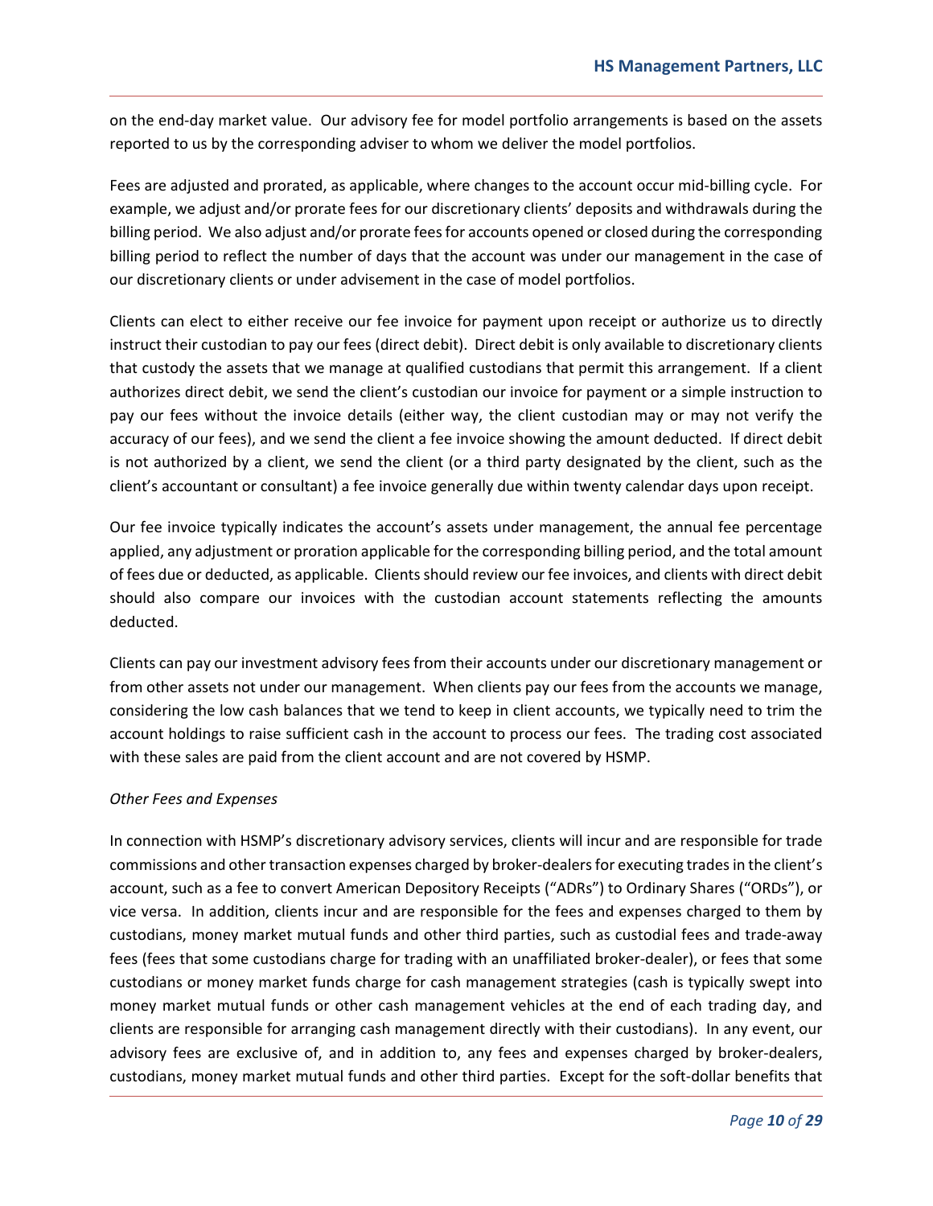on the end-day market value. Our advisory fee for model portfolio arrangements is based on the assets reported to us by the corresponding adviser to whom we deliver the model portfolios.

Fees are adjusted and prorated, as applicable, where changes to the account occur mid-billing cycle. For example, we adjust and/or prorate fees for our discretionary clients' deposits and withdrawals during the billing period. We also adjust and/or prorate fees for accounts opened or closed during the corresponding billing period to reflect the number of days that the account was under our management in the case of our discretionary clients or under advisement in the case of model portfolios.

Clients can elect to either receive our fee invoice for payment upon receipt or authorize us to directly instruct their custodian to pay our fees (direct debit). Direct debit is only available to discretionary clients that custody the assets that we manage at qualified custodians that permit this arrangement. If a client authorizes direct debit, we send the client's custodian our invoice for payment or a simple instruction to pay our fees without the invoice details (either way, the client custodian may or may not verify the accuracy of our fees), and we send the client a fee invoice showing the amount deducted. If direct debit is not authorized by a client, we send the client (or a third party designated by the client, such as the client's accountant or consultant) a fee invoice generally due within twenty calendar days upon receipt.

Our fee invoice typically indicates the account's assets under management, the annual fee percentage applied, any adjustment or proration applicable for the corresponding billing period, and the total amount of fees due or deducted, as applicable. Clients should review our fee invoices, and clients with direct debit should also compare our invoices with the custodian account statements reflecting the amounts deducted.

Clients can pay our investment advisory fees from their accounts under our discretionary management or from other assets not under our management. When clients pay our fees from the accounts we manage, considering the low cash balances that we tend to keep in client accounts, we typically need to trim the account holdings to raise sufficient cash in the account to process our fees. The trading cost associated with these sales are paid from the client account and are not covered by HSMP.

*Other Fees and Expenses*

In connection with HSMP's discretionary advisory services, clients will incur and are responsible for trade commissions and other transaction expenses charged by broker-dealers for executing trades in the client's account, such as a fee to convert American Depository Receipts ("ADRs") to Ordinary Shares ("ORDs"), or vice versa. In addition, clients incur and are responsible for the fees and expenses charged to them by custodians, money market mutual funds and other third parties, such as custodial fees and trade-away fees (fees that some custodians charge for trading with an unaffiliated broker-dealer), or fees that some custodians or money market funds charge for cash management strategies (cash is typically swept into money market mutual funds or other cash management vehicles at the end of each trading day, and clients are responsible for arranging cash management directly with their custodians). In any event, our advisory fees are exclusive of, and in addition to, any fees and expenses charged by broker-dealers, custodians, money market mutual funds and other third parties. Except for the soft-dollar benefits that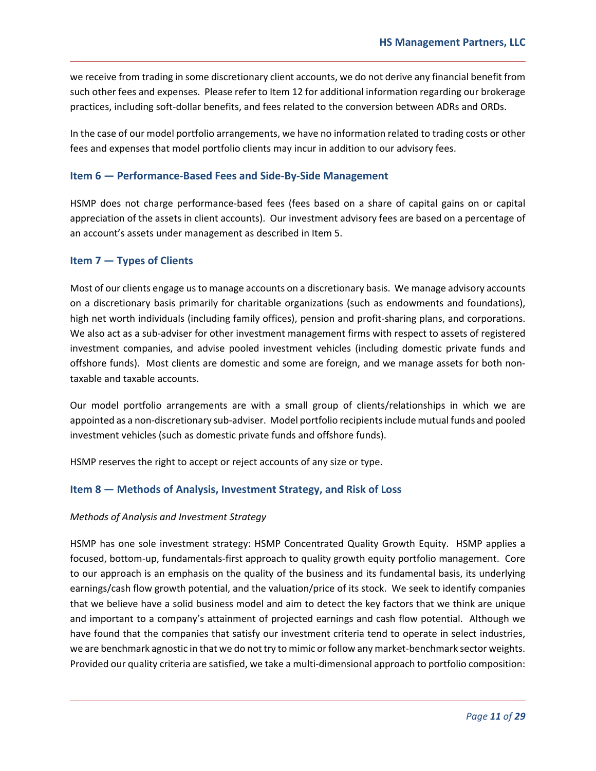we receive from trading in some discretionary client accounts, we do not derive any financial benefit from such other fees and expenses. Please refer to Item 12 for additional information regarding our brokerage practices, including soft-dollar benefits, and fees related to the conversion between ADRs and ORDs.

In the case of our model portfolio arrangements, we have no information related to trading costs or other fees and expenses that model portfolio clients may incur in addition to our advisory fees.

## Item 6 — Performance-Based Fees and Side-By-Side Management

HSMP does not charge performance-based fees (fees based on a share of capital gains on or capital appreciation of the assets in client accounts). Our investment advisory fees are based on a percentage of an account's assets under management as described in Item 5.

## Item 7 — Types of Clients

Most of our clients engage us to manage accounts on a discretionary basis. We manage advisory accounts on a discretionary basis primarily for charitable organizations (such as endowments and foundations), high net worth individuals (including family offices), pension and profit-sharing plans, and corporations. We also act as a sub-adviser for other investment management firms with respect to assets of registered investment companies, and advise pooled investment vehicles (including domestic private funds and offshore funds). Most clients are domestic and some are foreign, and we manage assets for both non-taxable and taxable accounts.

Our model portfolio arrangements are with a small group of clients/relationships in which we are appointed as a non-discretionary sub-adviser. Model portfolio recipients include mutual funds and pooled investment vehicles (such as domestic private funds and offshore funds).

HSMP reserves the right to accept or reject accounts of any size or type.

## Item 8 — Methods of Analysis, Investment Strategy, and Risk of Loss

*Methods of Analysis and Investment Strategy*

HSMP has one sole investment strategy: HSMP Concentrated Quality Growth Equity. HSMP applies a focused, bottom-up, fundamentals-first approach to quality growth equity portfolio management. Core to our approach is an emphasis on the quality of the business and its fundamental basis, its underlying earnings/cash flow growth potential, and the valuation/price of its stock. We seek to identify companies that we believe have a solid business model and aim to detect the key factors that we think are unique and important to a company's attainment of projected earnings and cash flow potential. Although we have found that the companies that satisfy our investment criteria tend to operate in select industries, we are benchmark agnostic in that we do not try to mimic or follow any market-benchmark sector weights. Provided our quality criteria are satisfied, we take a multi-dimensional approach to portfolio composition: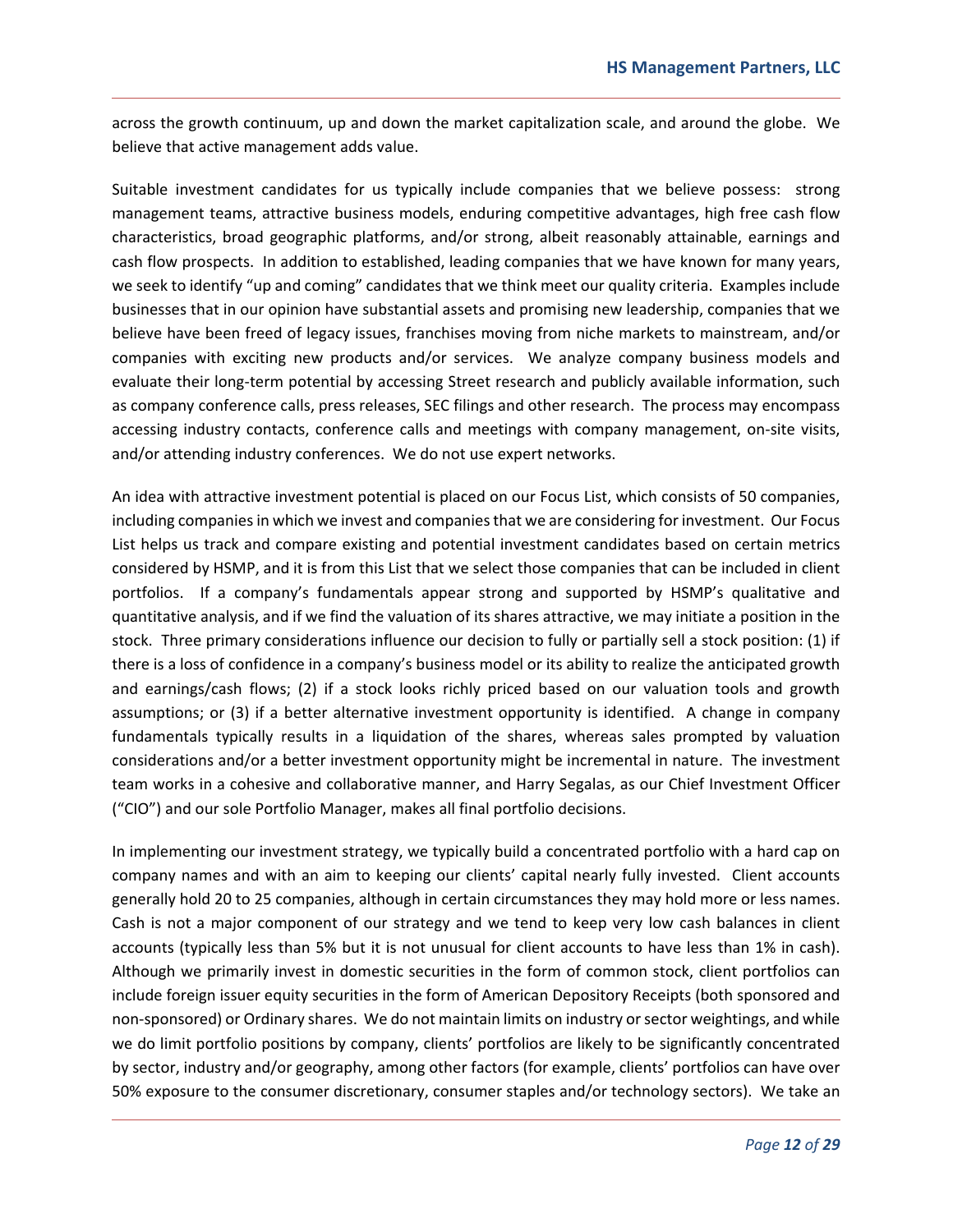across the growth continuum, up and down the market capitalization scale, and around the globe. We believe that active management adds value.

Suitable investment candidates for us typically include companies that we believe possess: strong management teams, attractive business models, enduring competitive advantages, high free cash flow characteristics, broad geographic platforms, and/or strong, albeit reasonably attainable, earnings and cash flow prospects. In addition to established, leading companies that we have known for many years, we seek to identify "up and coming" candidates that we think meet our quality criteria. Examples include businesses that in our opinion have substantial assets and promising new leadership, companies that we believe have been freed of legacy issues, franchises moving from niche markets to mainstream, and/or companies with exciting new products and/or services. We analyze company business models and evaluate their long-term potential by accessing Street research and publicly available information, such as company conference calls, press releases, SEC filings and other research. The process may encompass accessing industry contacts, conference calls and meetings with company management, on-site visits, and/or attending industry conferences. We do not use expert networks.

An idea with attractive investment potential is placed on our Focus List, which consists of 50 companies, including companies in which we invest and companies that we are considering for investment. Our Focus List helps us track and compare existing and potential investment candidates based on certain metrics considered by HSMP, and it is from this List that we select those companies that can be included in client portfolios. If a company's fundamentals appear strong and supported by HSMP's qualitative and quantitative analysis, and if we find the valuation of its shares attractive, we may initiate a position in the stock. Three primary considerations influence our decision to fully or partially sell a stock position: (1) if there is a loss of confidence in a company's business model or its ability to realize the anticipated growth and earnings/cash flows; (2) if a stock looks richly priced based on our valuation tools and growth assumptions; or (3) if a better alternative investment opportunity is identified. A change in company fundamentals typically results in a liquidation of the shares, whereas sales prompted by valuation considerations and/or a better investment opportunity might be incremental in nature. The investment team works in a cohesive and collaborative manner, and Harry Segalas, as our Chief Investment Officer ("CIO") and our sole Portfolio Manager, makes all final portfolio decisions.

In implementing our investment strategy, we typically build a concentrated portfolio with a hard cap on company names and with an aim to keeping our clients' capital nearly fully invested. Client accounts generally hold 20 to 25 companies, although in certain circumstances they may hold more or less names. Cash is not a major component of our strategy and we tend to keep very low cash balances in client accounts (typically less than 5% but it is not unusual for client accounts to have less than 1% in cash). Although we primarily invest in domestic securities in the form of common stock, client portfolios can include foreign issuer equity securities in the form of American Depository Receipts (both sponsored and non-sponsored) or Ordinary shares. We do not maintain limits on industry or sector weightings, and while we do limit portfolio positions by company, clients' portfolios are likely to be significantly concentrated by sector, industry and/or geography, among other factors (for example, clients' portfolios can have over 50% exposure to the consumer discretionary, consumer staples and/or technology sectors). We take an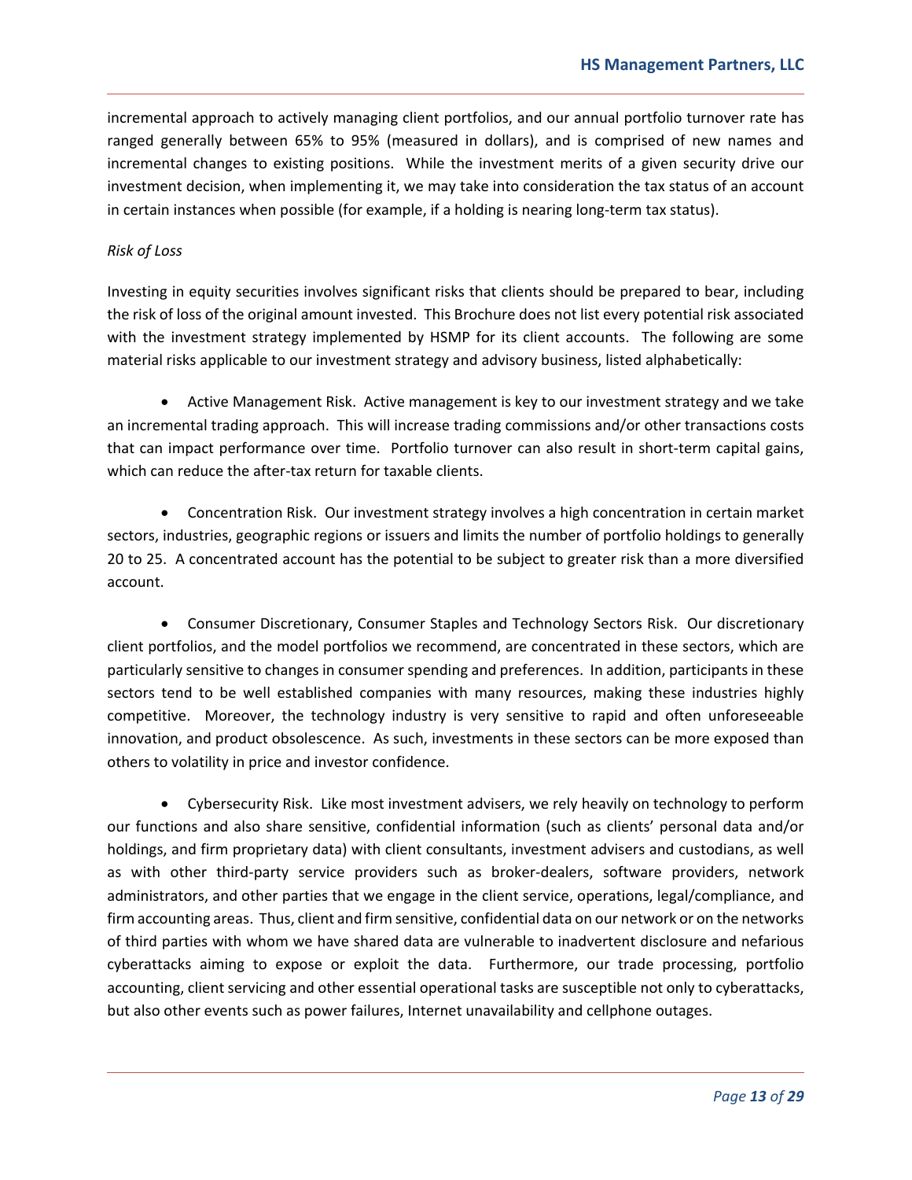incremental approach to actively managing client portfolios, and our annual portfolio turnover rate has ranged generally between 65% to 95% (measured in dollars), and is comprised of new names and incremental changes to existing positions. While the investment merits of a given security drive our investment decision, when implementing it, we may take into consideration the tax status of an account in certain instances when possible (for example, if a holding is nearing long-term tax status).

*Risk of Loss*

Investing in equity securities involves significant risks that clients should be prepared to bear, including the risk of loss of the original amount invested. This Brochure does not list every potential risk associated with the investment strategy implemented by HSMP for its client accounts. The following are some material risks applicable to our investment strategy and advisory business, listed alphabetically:

- Active Management Risk. Active management is key to our investment strategy and we take an incremental trading approach. This will increase trading commissions and/or other transactions costs that can impact performance over time. Portfolio turnover can also result in short-term capital gains, which can reduce the after-tax return for taxable clients.

- Concentration Risk. Our investment strategy involves a high concentration in certain market sectors, industries, geographic regions or issuers and limits the number of portfolio holdings to generally 20 to 25. A concentrated account has the potential to be subject to greater risk than a more diversified account.

- Consumer Discretionary, Consumer Staples and Technology Sectors Risk. Our discretionary client portfolios, and the model portfolios we recommend, are concentrated in these sectors, which are particularly sensitive to changes in consumer spending and preferences. In addition, participants in these sectors tend to be well established companies with many resources, making these industries highly competitive. Moreover, the technology industry is very sensitive to rapid and often unforeseeable innovation, and product obsolescence. As such, investments in these sectors can be more exposed than others to volatility in price and investor confidence.

- Cybersecurity Risk. Like most investment advisers, we rely heavily on technology to perform our functions and also share sensitive, confidential information (such as clients' personal data and/or holdings, and firm proprietary data) with client consultants, investment advisers and custodians, as well as with other third-party service providers such as broker-dealers, software providers, network administrators, and other parties that we engage in the client service, operations, legal/compliance, and firm accounting areas. Thus, client and firm sensitive, confidential data on our network or on the networks of third parties with whom we have shared data are vulnerable to inadvertent disclosure and nefarious cyberattacks aiming to expose or exploit the data. Furthermore, our trade processing, portfolio accounting, client servicing and other essential operational tasks are susceptible not only to cyberattacks, but also other events such as power failures, Internet unavailability and cellphone outages.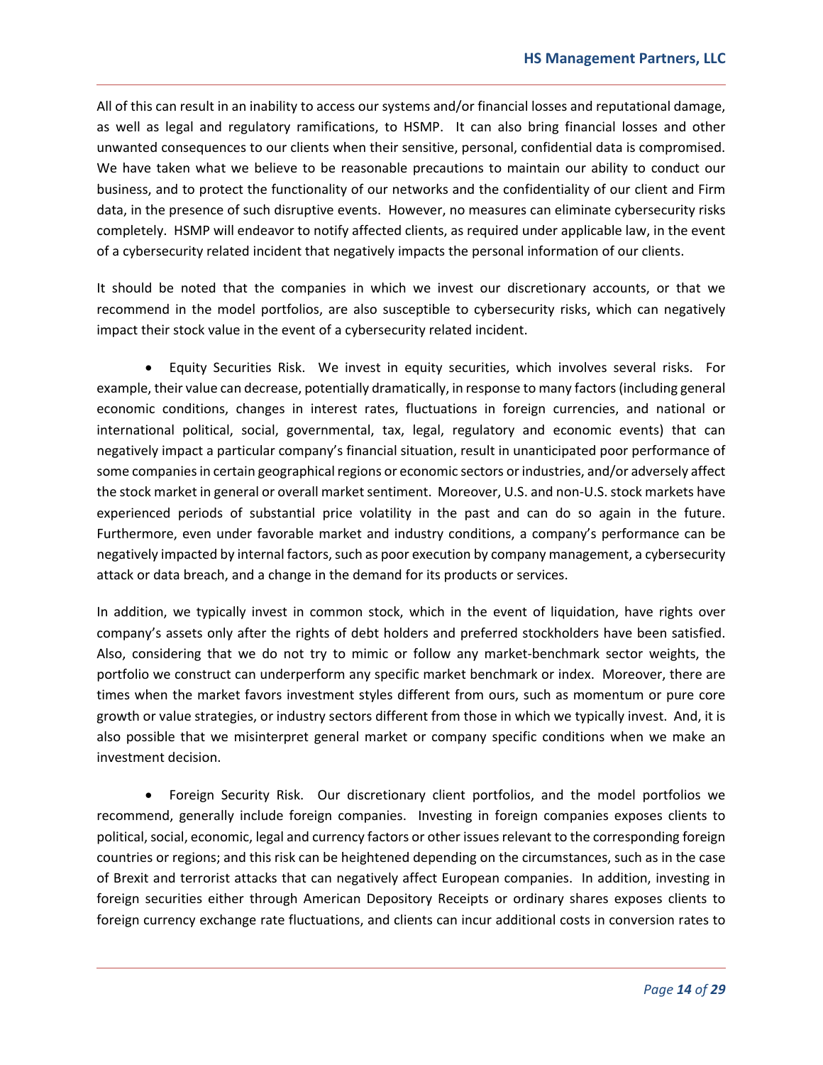All of this can result in an inability to access our systems and/or financial losses and reputational damage, as well as legal and regulatory ramifications, to HSMP. It can also bring financial losses and other unwanted consequences to our clients when their sensitive, personal, confidential data is compromised. We have taken what we believe to be reasonable precautions to maintain our ability to conduct our business, and to protect the functionality of our networks and the confidentiality of our client and Firm data, in the presence of such disruptive events. However, no measures can eliminate cybersecurity risks completely. HSMP will endeavor to notify affected clients, as required under applicable law, in the event of a cybersecurity related incident that negatively impacts the personal information of our clients.

It should be noted that the companies in which we invest our discretionary accounts, or that we recommend in the model portfolios, are also susceptible to cybersecurity risks, which can negatively impact their stock value in the event of a cybersecurity related incident.

- Equity Securities Risk. We invest in equity securities, which involves several risks. For example, their value can decrease, potentially dramatically, in response to many factors (including general economic conditions, changes in interest rates, fluctuations in foreign currencies, and national or international political, social, governmental, tax, legal, regulatory and economic events) that can negatively impact a particular company's financial situation, result in unanticipated poor performance of some companies in certain geographical regions or economic sectors or industries, and/or adversely affect the stock market in general or overall market sentiment. Moreover, U.S. and non-U.S. stock markets have experienced periods of substantial price volatility in the past and can do so again in the future. Furthermore, even under favorable market and industry conditions, a company's performance can be negatively impacted by internal factors, such as poor execution by company management, a cybersecurity attack or data breach, and a change in the demand for its products or services.

In addition, we typically invest in common stock, which in the event of liquidation, have rights over company's assets only after the rights of debt holders and preferred stockholders have been satisfied. Also, considering that we do not try to mimic or follow any market-benchmark sector weights, the portfolio we construct can underperform any specific market benchmark or index. Moreover, there are times when the market favors investment styles different from ours, such as momentum or pure core growth or value strategies, or industry sectors different from those in which we typically invest. And, it is also possible that we misinterpret general market or company specific conditions when we make an investment decision.

- Foreign Security Risk. Our discretionary client portfolios, and the model portfolios we recommend, generally include foreign companies. Investing in foreign companies exposes clients to political, social, economic, legal and currency factors or other issues relevant to the corresponding foreign countries or regions; and this risk can be heightened depending on the circumstances, such as in the case of Brexit and terrorist attacks that can negatively affect European companies. In addition, investing in foreign securities either through American Depository Receipts or ordinary shares exposes clients to foreign currency exchange rate fluctuations, and clients can incur additional costs in conversion rates to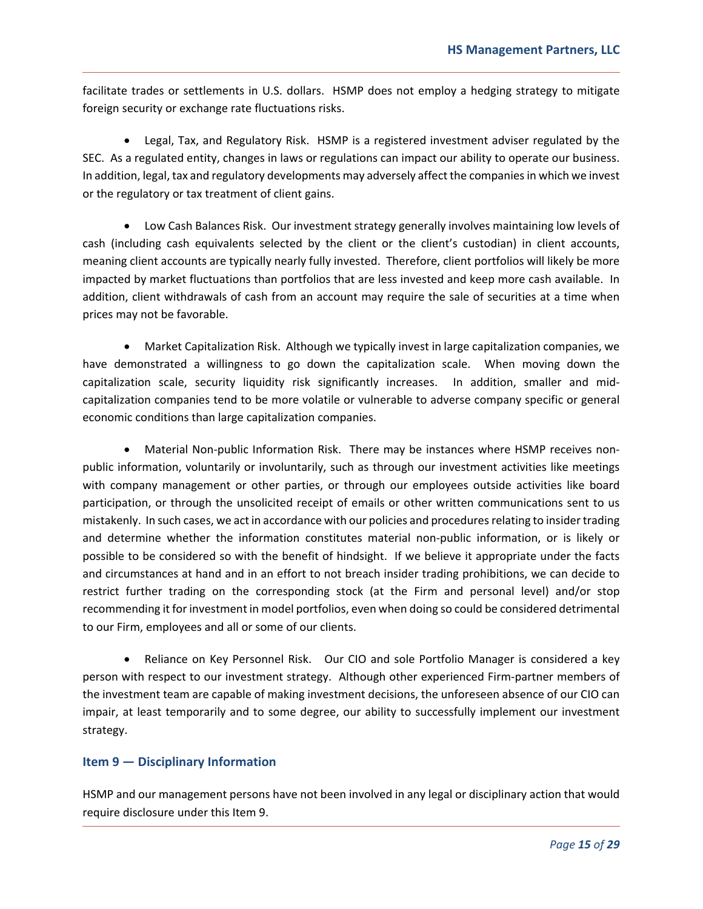facilitate trades or settlements in U.S. dollars. HSMP does not employ a hedging strategy to mitigate foreign security or exchange rate fluctuations risks.

- Legal, Tax, and Regulatory Risk. HSMP is a registered investment adviser regulated by the SEC. As a regulated entity, changes in laws or regulations can impact our ability to operate our business. In addition, legal, tax and regulatory developments may adversely affect the companies in which we invest or the regulatory or tax treatment of client gains.

- Low Cash Balances Risk. Our investment strategy generally involves maintaining low levels of cash (including cash equivalents selected by the client or the client's custodian) in client accounts, meaning client accounts are typically nearly fully invested. Therefore, client portfolios will likely be more impacted by market fluctuations than portfolios that are less invested and keep more cash available. In addition, client withdrawals of cash from an account may require the sale of securities at a time when prices may not be favorable.

- Market Capitalization Risk. Although we typically invest in large capitalization companies, we have demonstrated a willingness to go down the capitalization scale. When moving down the capitalization scale, security liquidity risk significantly increases. In addition, smaller and mid-capitalization companies tend to be more volatile or vulnerable to adverse company specific or general economic conditions than large capitalization companies.

- Material Non-public Information Risk. There may be instances where HSMP receives non-public information, voluntarily or involuntarily, such as through our investment activities like meetings with company management or other parties, or through our employees outside activities like board participation, or through the unsolicited receipt of emails or other written communications sent to us mistakenly. In such cases, we act in accordance with our policies and procedures relating to insider trading and determine whether the information constitutes material non-public information, or is likely or possible to be considered so with the benefit of hindsight. If we believe it appropriate under the facts and circumstances at hand and in an effort to not breach insider trading prohibitions, we can decide to restrict further trading on the corresponding stock (at the Firm and personal level) and/or stop recommending it for investment in model portfolios, even when doing so could be considered detrimental to our Firm, employees and all or some of our clients.

- Reliance on Key Personnel Risk. Our CIO and sole Portfolio Manager is considered a key person with respect to our investment strategy. Although other experienced Firm-partner members of the investment team are capable of making investment decisions, the unforeseen absence of our CIO can impair, at least temporarily and to some degree, our ability to successfully implement our investment strategy.

## Item 9 — Disciplinary Information

HSMP and our management persons have not been involved in any legal or disciplinary action that would require disclosure under this Item 9.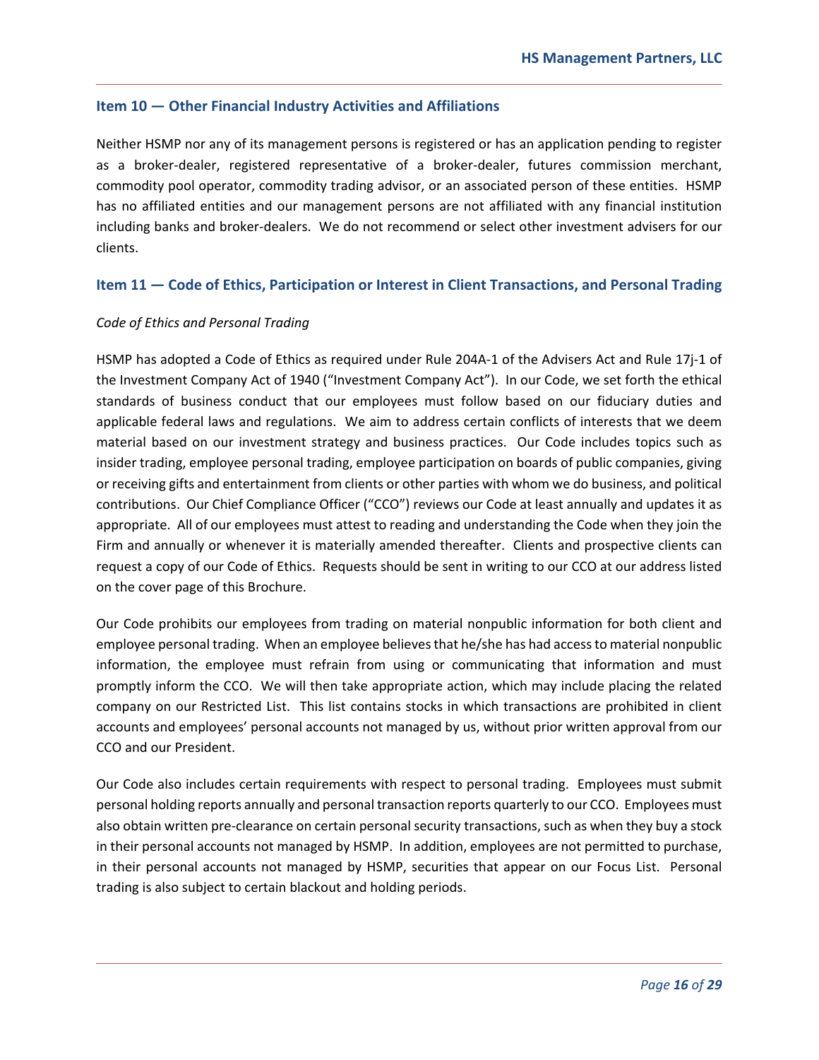## Item 10 — Other Financial Industry Activities and Affiliations

Neither HSMP nor any of its management persons is registered or has an application pending to register as a broker-dealer, registered representative of a broker-dealer, futures commission merchant, commodity pool operator, commodity trading advisor, or an associated person of these entities. HSMP has no affiliated entities and our management persons are not affiliated with any financial institution including banks and broker-dealers. We do not recommend or select other investment advisers for our clients.

## Item 11 — Code of Ethics, Participation or Interest in Client Transactions, and Personal Trading

*Code of Ethics and Personal Trading*

HSMP has adopted a Code of Ethics as required under Rule 204A-1 of the Advisers Act and Rule 17j-1 of the Investment Company Act of 1940 ("Investment Company Act"). In our Code, we set forth the ethical standards of business conduct that our employees must follow based on our fiduciary duties and applicable federal laws and regulations. We aim to address certain conflicts of interests that we deem material based on our investment strategy and business practices. Our Code includes topics such as insider trading, employee personal trading, employee participation on boards of public companies, giving or receiving gifts and entertainment from clients or other parties with whom we do business, and political contributions. Our Chief Compliance Officer ("CCO") reviews our Code at least annually and updates it as appropriate. All of our employees must attest to reading and understanding the Code when they join the Firm and annually or whenever it is materially amended thereafter. Clients and prospective clients can request a copy of our Code of Ethics. Requests should be sent in writing to our CCO at our address listed on the cover page of this Brochure.

Our Code prohibits our employees from trading on material nonpublic information for both client and employee personal trading. When an employee believes that he/she has had access to material nonpublic information, the employee must refrain from using or communicating that information and must promptly inform the CCO. We will then take appropriate action, which may include placing the related company on our Restricted List. This list contains stocks in which transactions are prohibited in client accounts and employees' personal accounts not managed by us, without prior written approval from our CCO and our President.

Our Code also includes certain requirements with respect to personal trading. Employees must submit personal holding reports annually and personal transaction reports quarterly to our CCO. Employees must also obtain written pre-clearance on certain personal security transactions, such as when they buy a stock in their personal accounts not managed by HSMP. In addition, employees are not permitted to purchase, in their personal accounts not managed by HSMP, securities that appear on our Focus List. Personal trading is also subject to certain blackout and holding periods.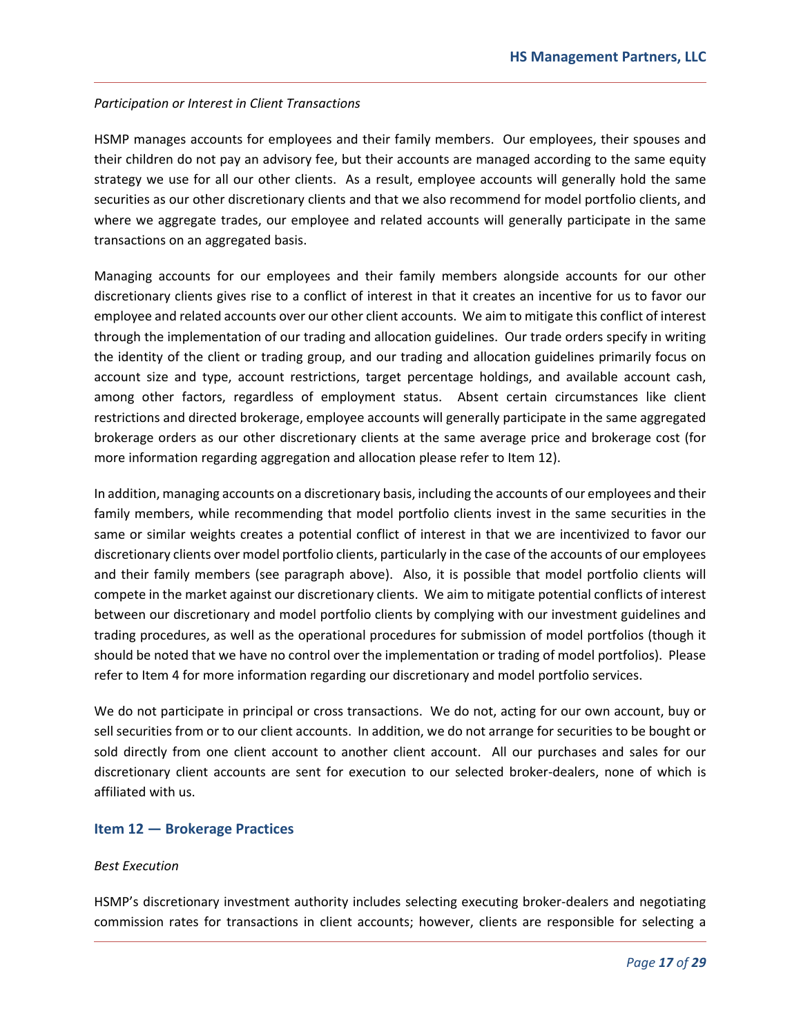*Participation or Interest in Client Transactions*

HSMP manages accounts for employees and their family members. Our employees, their spouses and their children do not pay an advisory fee, but their accounts are managed according to the same equity strategy we use for all our other clients. As a result, employee accounts will generally hold the same securities as our other discretionary clients and that we also recommend for model portfolio clients, and where we aggregate trades, our employee and related accounts will generally participate in the same transactions on an aggregated basis.

Managing accounts for our employees and their family members alongside accounts for our other discretionary clients gives rise to a conflict of interest in that it creates an incentive for us to favor our employee and related accounts over our other client accounts. We aim to mitigate this conflict of interest through the implementation of our trading and allocation guidelines. Our trade orders specify in writing the identity of the client or trading group, and our trading and allocation guidelines primarily focus on account size and type, account restrictions, target percentage holdings, and available account cash, among other factors, regardless of employment status. Absent certain circumstances like client restrictions and directed brokerage, employee accounts will generally participate in the same aggregated brokerage orders as our other discretionary clients at the same average price and brokerage cost (for more information regarding aggregation and allocation please refer to Item 12).

In addition, managing accounts on a discretionary basis, including the accounts of our employees and their family members, while recommending that model portfolio clients invest in the same securities in the same or similar weights creates a potential conflict of interest in that we are incentivized to favor our discretionary clients over model portfolio clients, particularly in the case of the accounts of our employees and their family members (see paragraph above). Also, it is possible that model portfolio clients will compete in the market against our discretionary clients. We aim to mitigate potential conflicts of interest between our discretionary and model portfolio clients by complying with our investment guidelines and trading procedures, as well as the operational procedures for submission of model portfolios (though it should be noted that we have no control over the implementation or trading of model portfolios). Please refer to Item 4 for more information regarding our discretionary and model portfolio services.

We do not participate in principal or cross transactions. We do not, acting for our own account, buy or sell securities from or to our client accounts. In addition, we do not arrange for securities to be bought or sold directly from one client account to another client account. All our purchases and sales for our discretionary client accounts are sent for execution to our selected broker-dealers, none of which is affiliated with us.

## Item 12 — Brokerage Practices

*Best Execution*

HSMP's discretionary investment authority includes selecting executing broker-dealers and negotiating commission rates for transactions in client accounts; however, clients are responsible for selecting a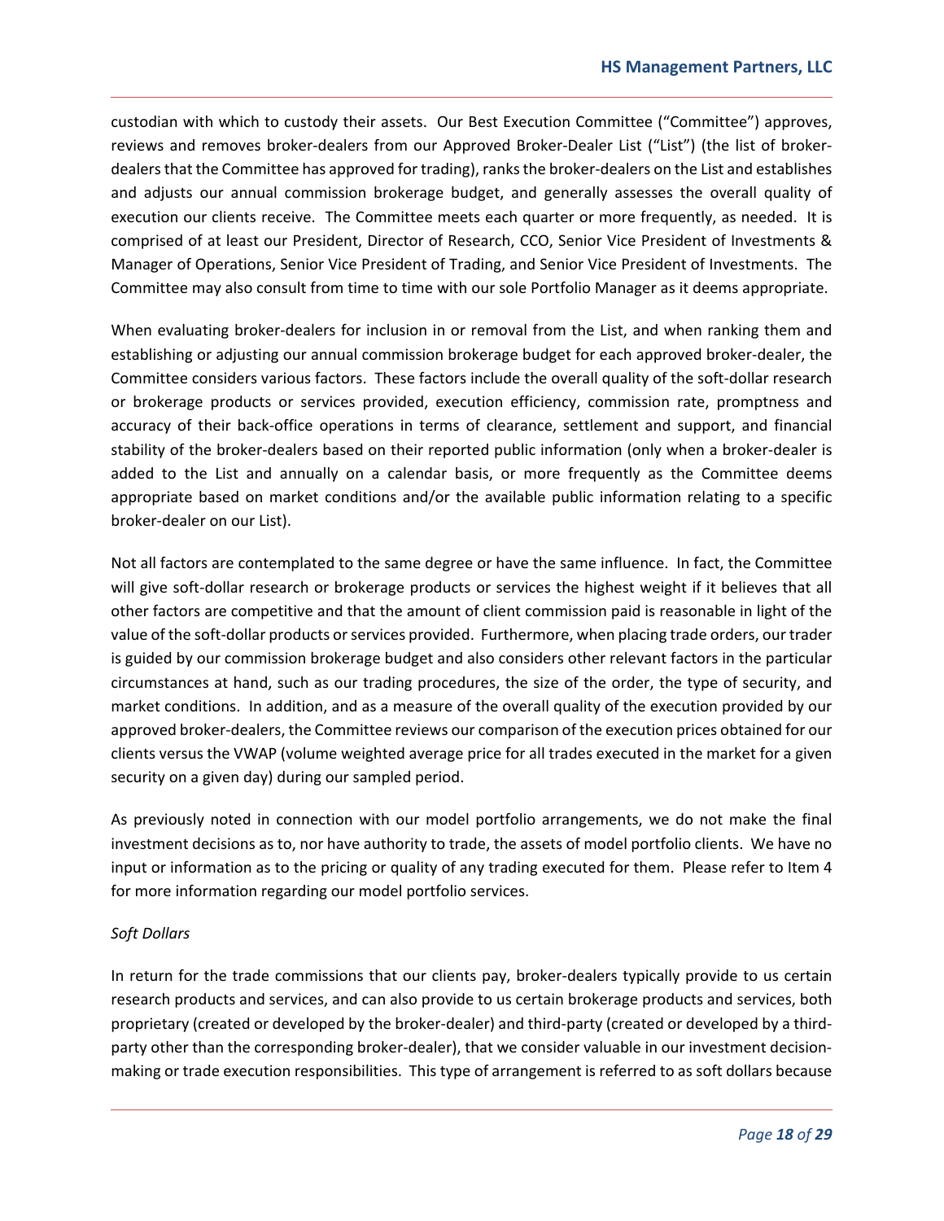custodian with which to custody their assets. Our Best Execution Committee ("Committee") approves, reviews and removes broker-dealers from our Approved Broker-Dealer List ("List") (the list of broker-dealers that the Committee has approved for trading), ranks the broker-dealers on the List and establishes and adjusts our annual commission brokerage budget, and generally assesses the overall quality of execution our clients receive. The Committee meets each quarter or more frequently, as needed. It is comprised of at least our President, Director of Research, CCO, Senior Vice President of Investments & Manager of Operations, Senior Vice President of Trading, and Senior Vice President of Investments. The Committee may also consult from time to time with our sole Portfolio Manager as it deems appropriate.

When evaluating broker-dealers for inclusion in or removal from the List, and when ranking them and establishing or adjusting our annual commission brokerage budget for each approved broker-dealer, the Committee considers various factors. These factors include the overall quality of the soft-dollar research or brokerage products or services provided, execution efficiency, commission rate, promptness and accuracy of their back-office operations in terms of clearance, settlement and support, and financial stability of the broker-dealers based on their reported public information (only when a broker-dealer is added to the List and annually on a calendar basis, or more frequently as the Committee deems appropriate based on market conditions and/or the available public information relating to a specific broker-dealer on our List).

Not all factors are contemplated to the same degree or have the same influence. In fact, the Committee will give soft-dollar research or brokerage products or services the highest weight if it believes that all other factors are competitive and that the amount of client commission paid is reasonable in light of the value of the soft-dollar products or services provided. Furthermore, when placing trade orders, our trader is guided by our commission brokerage budget and also considers other relevant factors in the particular circumstances at hand, such as our trading procedures, the size of the order, the type of security, and market conditions. In addition, and as a measure of the overall quality of the execution provided by our approved broker-dealers, the Committee reviews our comparison of the execution prices obtained for our clients versus the VWAP (volume weighted average price for all trades executed in the market for a given security on a given day) during our sampled period.

As previously noted in connection with our model portfolio arrangements, we do not make the final investment decisions as to, nor have authority to trade, the assets of model portfolio clients. We have no input or information as to the pricing or quality of any trading executed for them. Please refer to Item 4 for more information regarding our model portfolio services.

*Soft Dollars*

In return for the trade commissions that our clients pay, broker-dealers typically provide to us certain research products and services, and can also provide to us certain brokerage products and services, both proprietary (created or developed by the broker-dealer) and third-party (created or developed by a third-party other than the corresponding broker-dealer), that we consider valuable in our investment decision-making or trade execution responsibilities. This type of arrangement is referred to as soft dollars because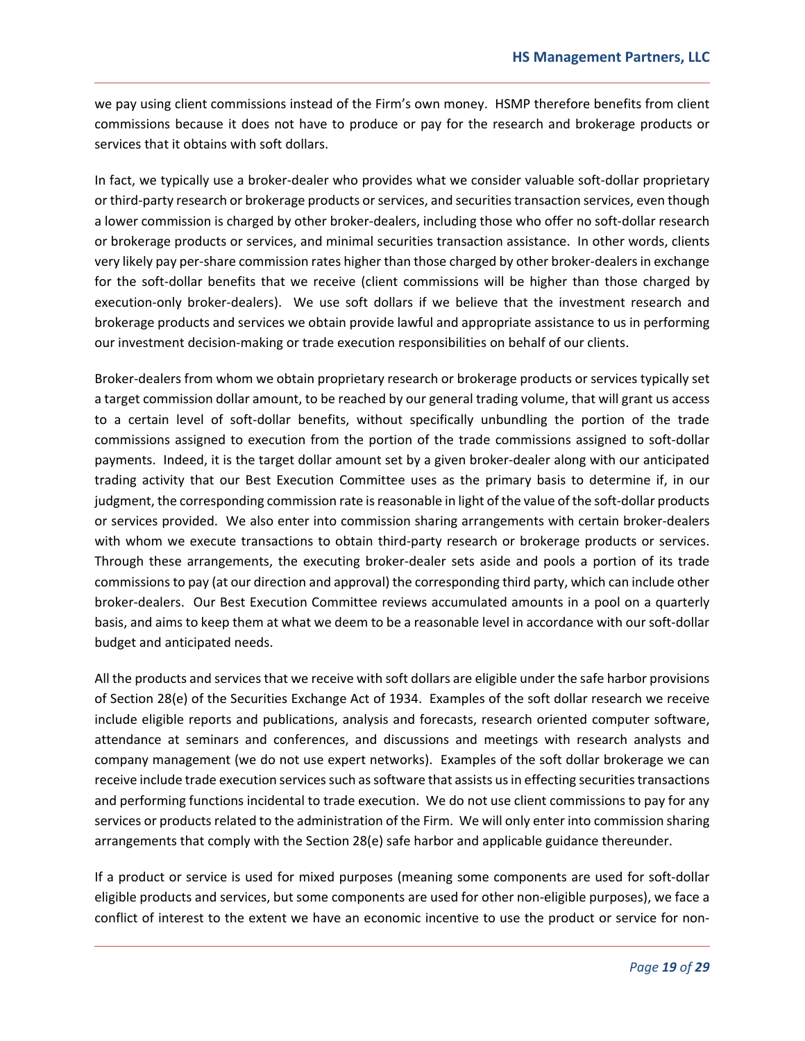we pay using client commissions instead of the Firm's own money. HSMP therefore benefits from client commissions because it does not have to produce or pay for the research and brokerage products or services that it obtains with soft dollars.

In fact, we typically use a broker-dealer who provides what we consider valuable soft-dollar proprietary or third-party research or brokerage products or services, and securities transaction services, even though a lower commission is charged by other broker-dealers, including those who offer no soft-dollar research or brokerage products or services, and minimal securities transaction assistance. In other words, clients very likely pay per-share commission rates higher than those charged by other broker-dealers in exchange for the soft-dollar benefits that we receive (client commissions will be higher than those charged by execution-only broker-dealers). We use soft dollars if we believe that the investment research and brokerage products and services we obtain provide lawful and appropriate assistance to us in performing our investment decision-making or trade execution responsibilities on behalf of our clients.

Broker-dealers from whom we obtain proprietary research or brokerage products or services typically set a target commission dollar amount, to be reached by our general trading volume, that will grant us access to a certain level of soft-dollar benefits, without specifically unbundling the portion of the trade commissions assigned to execution from the portion of the trade commissions assigned to soft-dollar payments. Indeed, it is the target dollar amount set by a given broker-dealer along with our anticipated trading activity that our Best Execution Committee uses as the primary basis to determine if, in our judgment, the corresponding commission rate is reasonable in light of the value of the soft-dollar products or services provided. We also enter into commission sharing arrangements with certain broker-dealers with whom we execute transactions to obtain third-party research or brokerage products or services. Through these arrangements, the executing broker-dealer sets aside and pools a portion of its trade commissions to pay (at our direction and approval) the corresponding third party, which can include other broker-dealers. Our Best Execution Committee reviews accumulated amounts in a pool on a quarterly basis, and aims to keep them at what we deem to be a reasonable level in accordance with our soft-dollar budget and anticipated needs.

All the products and services that we receive with soft dollars are eligible under the safe harbor provisions of Section 28(e) of the Securities Exchange Act of 1934. Examples of the soft dollar research we receive include eligible reports and publications, analysis and forecasts, research oriented computer software, attendance at seminars and conferences, and discussions and meetings with research analysts and company management (we do not use expert networks). Examples of the soft dollar brokerage we can receive include trade execution services such as software that assists us in effecting securities transactions and performing functions incidental to trade execution. We do not use client commissions to pay for any services or products related to the administration of the Firm. We will only enter into commission sharing arrangements that comply with the Section 28(e) safe harbor and applicable guidance thereunder.

If a product or service is used for mixed purposes (meaning some components are used for soft-dollar eligible products and services, but some components are used for other non-eligible purposes), we face a conflict of interest to the extent we have an economic incentive to use the product or service for non-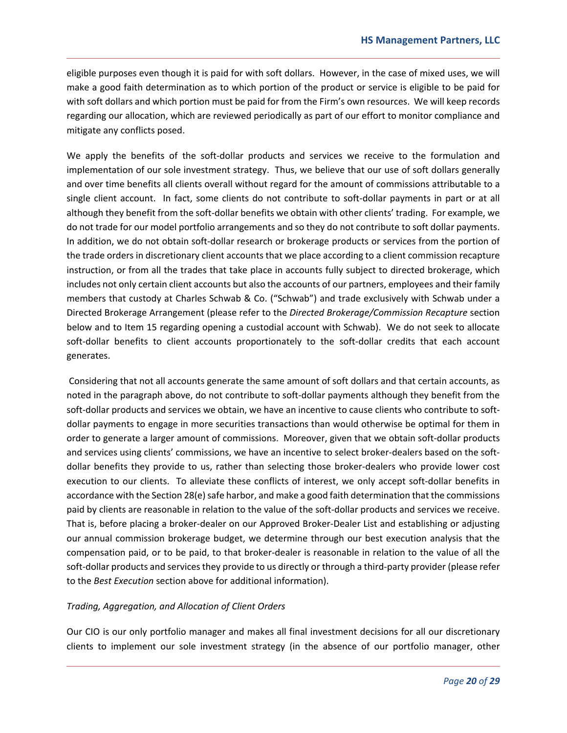eligible purposes even though it is paid for with soft dollars. However, in the case of mixed uses, we will make a good faith determination as to which portion of the product or service is eligible to be paid for with soft dollars and which portion must be paid for from the Firm's own resources. We will keep records regarding our allocation, which are reviewed periodically as part of our effort to monitor compliance and mitigate any conflicts posed.

We apply the benefits of the soft-dollar products and services we receive to the formulation and implementation of our sole investment strategy. Thus, we believe that our use of soft dollars generally and over time benefits all clients overall without regard for the amount of commissions attributable to a single client account. In fact, some clients do not contribute to soft-dollar payments in part or at all although they benefit from the soft-dollar benefits we obtain with other clients' trading. For example, we do not trade for our model portfolio arrangements and so they do not contribute to soft dollar payments. In addition, we do not obtain soft-dollar research or brokerage products or services from the portion of the trade orders in discretionary client accounts that we place according to a client commission recapture instruction, or from all the trades that take place in accounts fully subject to directed brokerage, which includes not only certain client accounts but also the accounts of our partners, employees and their family members that custody at Charles Schwab & Co. ("Schwab") and trade exclusively with Schwab under a Directed Brokerage Arrangement (please refer to the *Directed Brokerage/Commission Recapture* section below and to Item 15 regarding opening a custodial account with Schwab). We do not seek to allocate soft-dollar benefits to client accounts proportionately to the soft-dollar credits that each account generates.

Considering that not all accounts generate the same amount of soft dollars and that certain accounts, as noted in the paragraph above, do not contribute to soft-dollar payments although they benefit from the soft-dollar products and services we obtain, we have an incentive to cause clients who contribute to soft-dollar payments to engage in more securities transactions than would otherwise be optimal for them in order to generate a larger amount of commissions. Moreover, given that we obtain soft-dollar products and services using clients' commissions, we have an incentive to select broker-dealers based on the soft-dollar benefits they provide to us, rather than selecting those broker-dealers who provide lower cost execution to our clients. To alleviate these conflicts of interest, we only accept soft-dollar benefits in accordance with the Section 28(e) safe harbor, and make a good faith determination that the commissions paid by clients are reasonable in relation to the value of the soft-dollar products and services we receive. That is, before placing a broker-dealer on our Approved Broker-Dealer List and establishing or adjusting our annual commission brokerage budget, we determine through our best execution analysis that the compensation paid, or to be paid, to that broker-dealer is reasonable in relation to the value of all the soft-dollar products and services they provide to us directly or through a third-party provider (please refer to the *Best Execution* section above for additional information).

*Trading, Aggregation, and Allocation of Client Orders*

Our CIO is our only portfolio manager and makes all final investment decisions for all our discretionary clients to implement our sole investment strategy (in the absence of our portfolio manager, other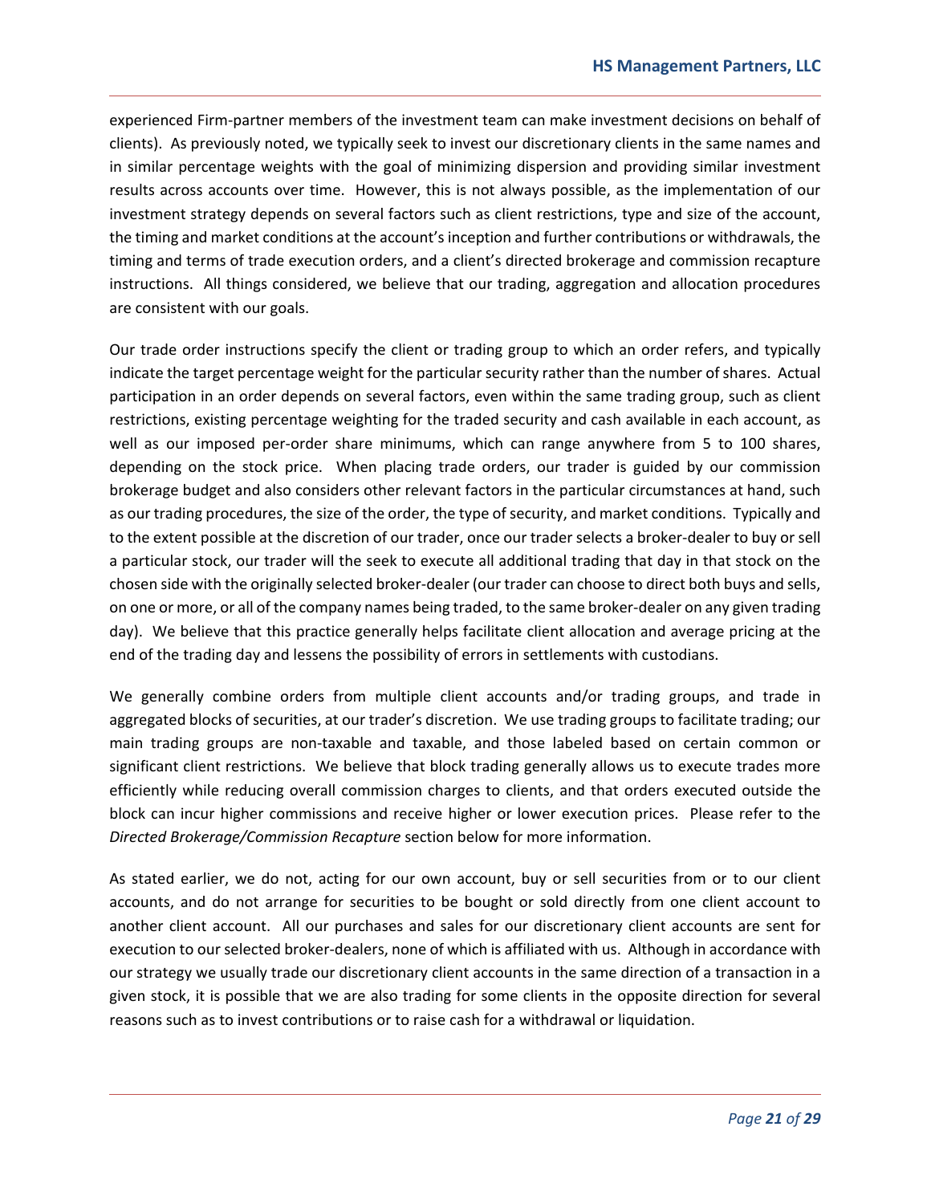experienced Firm-partner members of the investment team can make investment decisions on behalf of clients). As previously noted, we typically seek to invest our discretionary clients in the same names and in similar percentage weights with the goal of minimizing dispersion and providing similar investment results across accounts over time. However, this is not always possible, as the implementation of our investment strategy depends on several factors such as client restrictions, type and size of the account, the timing and market conditions at the account's inception and further contributions or withdrawals, the timing and terms of trade execution orders, and a client's directed brokerage and commission recapture instructions. All things considered, we believe that our trading, aggregation and allocation procedures are consistent with our goals.

Our trade order instructions specify the client or trading group to which an order refers, and typically indicate the target percentage weight for the particular security rather than the number of shares. Actual participation in an order depends on several factors, even within the same trading group, such as client restrictions, existing percentage weighting for the traded security and cash available in each account, as well as our imposed per-order share minimums, which can range anywhere from 5 to 100 shares, depending on the stock price. When placing trade orders, our trader is guided by our commission brokerage budget and also considers other relevant factors in the particular circumstances at hand, such as our trading procedures, the size of the order, the type of security, and market conditions. Typically and to the extent possible at the discretion of our trader, once our trader selects a broker-dealer to buy or sell a particular stock, our trader will the seek to execute all additional trading that day in that stock on the chosen side with the originally selected broker-dealer (our trader can choose to direct both buys and sells, on one or more, or all of the company names being traded, to the same broker-dealer on any given trading day). We believe that this practice generally helps facilitate client allocation and average pricing at the end of the trading day and lessens the possibility of errors in settlements with custodians.

We generally combine orders from multiple client accounts and/or trading groups, and trade in aggregated blocks of securities, at our trader's discretion. We use trading groups to facilitate trading; our main trading groups are non-taxable and taxable, and those labeled based on certain common or significant client restrictions. We believe that block trading generally allows us to execute trades more efficiently while reducing overall commission charges to clients, and that orders executed outside the block can incur higher commissions and receive higher or lower execution prices. Please refer to the *Directed Brokerage/Commission Recapture* section below for more information.

As stated earlier, we do not, acting for our own account, buy or sell securities from or to our client accounts, and do not arrange for securities to be bought or sold directly from one client account to another client account. All our purchases and sales for our discretionary client accounts are sent for execution to our selected broker-dealers, none of which is affiliated with us. Although in accordance with our strategy we usually trade our discretionary client accounts in the same direction of a transaction in a given stock, it is possible that we are also trading for some clients in the opposite direction for several reasons such as to invest contributions or to raise cash for a withdrawal or liquidation.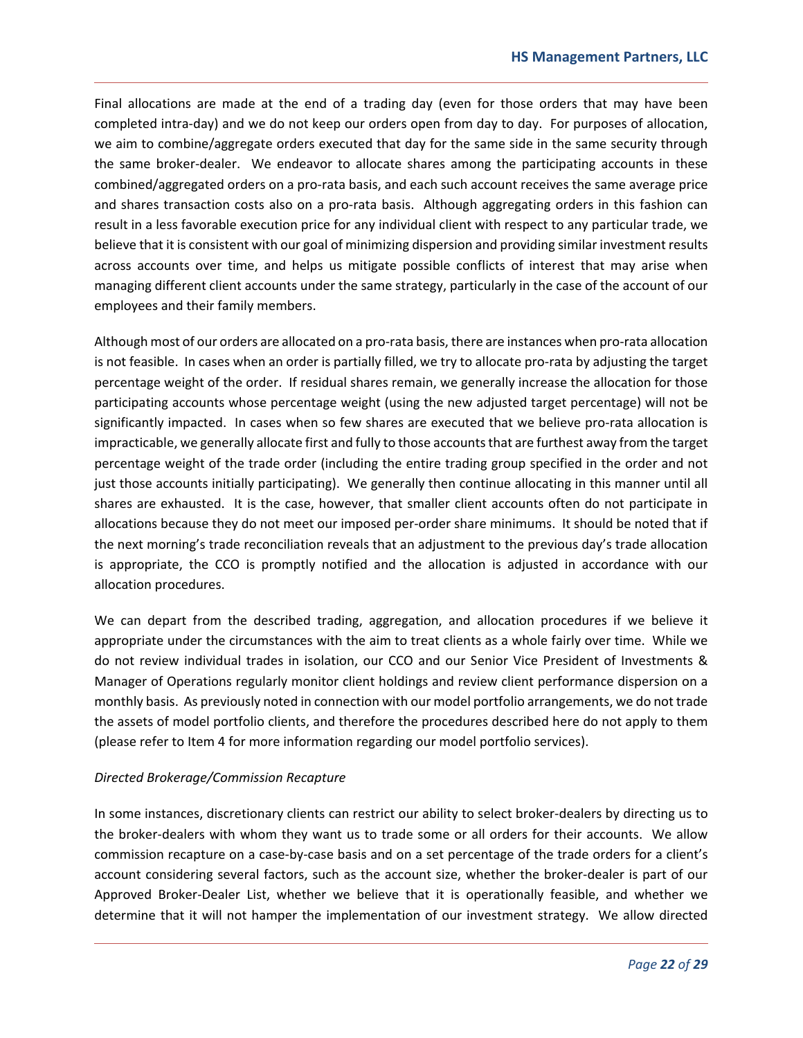Final allocations are made at the end of a trading day (even for those orders that may have been completed intra-day) and we do not keep our orders open from day to day. For purposes of allocation, we aim to combine/aggregate orders executed that day for the same side in the same security through the same broker-dealer. We endeavor to allocate shares among the participating accounts in these combined/aggregated orders on a pro-rata basis, and each such account receives the same average price and shares transaction costs also on a pro-rata basis. Although aggregating orders in this fashion can result in a less favorable execution price for any individual client with respect to any particular trade, we believe that it is consistent with our goal of minimizing dispersion and providing similar investment results across accounts over time, and helps us mitigate possible conflicts of interest that may arise when managing different client accounts under the same strategy, particularly in the case of the account of our employees and their family members.

Although most of our orders are allocated on a pro-rata basis, there are instances when pro-rata allocation is not feasible. In cases when an order is partially filled, we try to allocate pro-rata by adjusting the target percentage weight of the order. If residual shares remain, we generally increase the allocation for those participating accounts whose percentage weight (using the new adjusted target percentage) will not be significantly impacted. In cases when so few shares are executed that we believe pro-rata allocation is impracticable, we generally allocate first and fully to those accounts that are furthest away from the target percentage weight of the trade order (including the entire trading group specified in the order and not just those accounts initially participating). We generally then continue allocating in this manner until all shares are exhausted. It is the case, however, that smaller client accounts often do not participate in allocations because they do not meet our imposed per-order share minimums. It should be noted that if the next morning's trade reconciliation reveals that an adjustment to the previous day's trade allocation is appropriate, the CCO is promptly notified and the allocation is adjusted in accordance with our allocation procedures.

We can depart from the described trading, aggregation, and allocation procedures if we believe it appropriate under the circumstances with the aim to treat clients as a whole fairly over time. While we do not review individual trades in isolation, our CCO and our Senior Vice President of Investments & Manager of Operations regularly monitor client holdings and review client performance dispersion on a monthly basis. As previously noted in connection with our model portfolio arrangements, we do not trade the assets of model portfolio clients, and therefore the procedures described here do not apply to them (please refer to Item 4 for more information regarding our model portfolio services).

*Directed Brokerage/Commission Recapture*

In some instances, discretionary clients can restrict our ability to select broker-dealers by directing us to the broker-dealers with whom they want us to trade some or all orders for their accounts. We allow commission recapture on a case-by-case basis and on a set percentage of the trade orders for a client's account considering several factors, such as the account size, whether the broker-dealer is part of our Approved Broker-Dealer List, whether we believe that it is operationally feasible, and whether we determine that it will not hamper the implementation of our investment strategy. We allow directed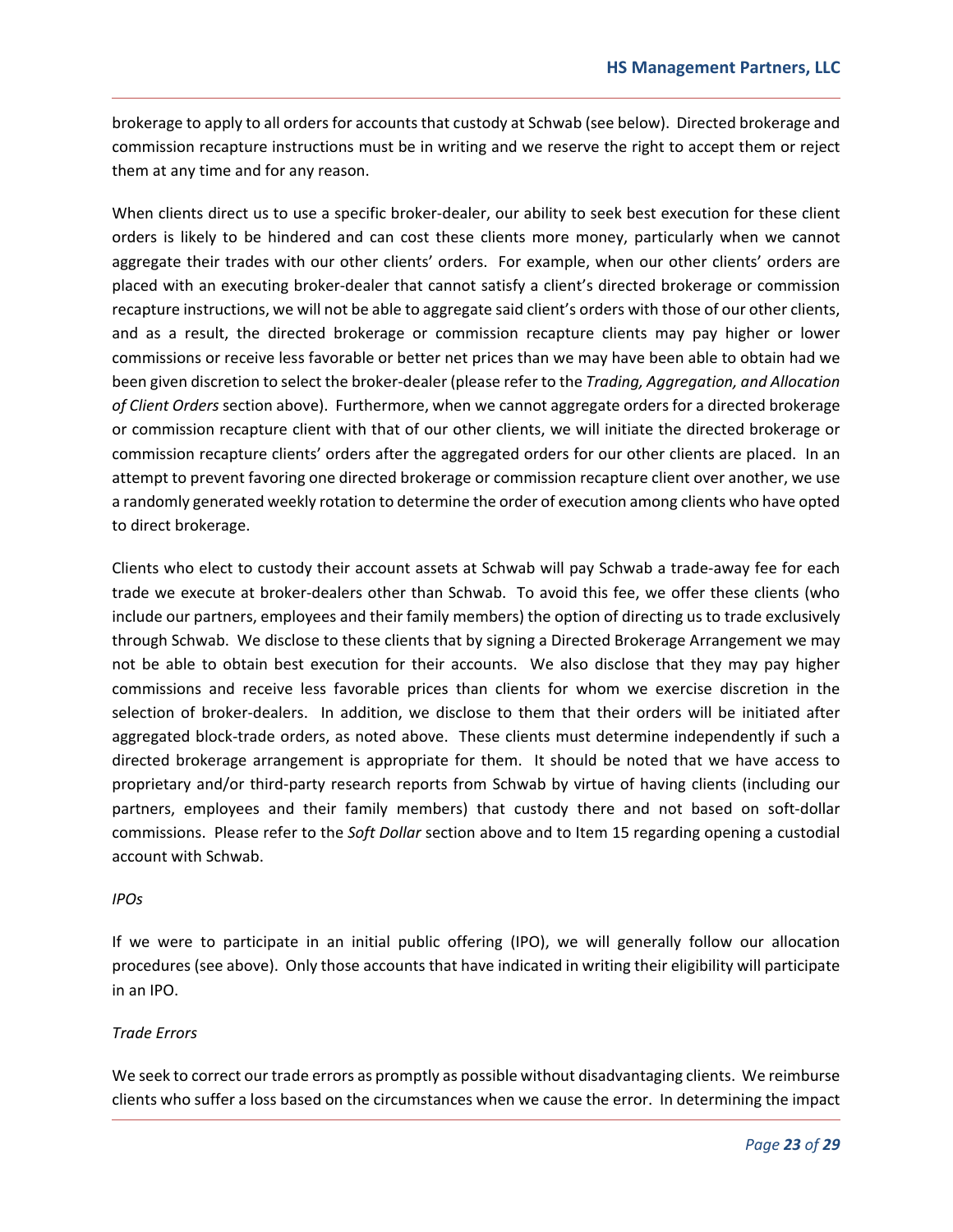brokerage to apply to all orders for accounts that custody at Schwab (see below). Directed brokerage and commission recapture instructions must be in writing and we reserve the right to accept them or reject them at any time and for any reason.

When clients direct us to use a specific broker-dealer, our ability to seek best execution for these client orders is likely to be hindered and can cost these clients more money, particularly when we cannot aggregate their trades with our other clients' orders. For example, when our other clients' orders are placed with an executing broker-dealer that cannot satisfy a client's directed brokerage or commission recapture instructions, we will not be able to aggregate said client's orders with those of our other clients, and as a result, the directed brokerage or commission recapture clients may pay higher or lower commissions or receive less favorable or better net prices than we may have been able to obtain had we been given discretion to select the broker-dealer (please refer to the *Trading, Aggregation, and Allocation of Client Orders* section above). Furthermore, when we cannot aggregate orders for a directed brokerage or commission recapture client with that of our other clients, we will initiate the directed brokerage or commission recapture clients' orders after the aggregated orders for our other clients are placed. In an attempt to prevent favoring one directed brokerage or commission recapture client over another, we use a randomly generated weekly rotation to determine the order of execution among clients who have opted to direct brokerage.

Clients who elect to custody their account assets at Schwab will pay Schwab a trade-away fee for each trade we execute at broker-dealers other than Schwab. To avoid this fee, we offer these clients (who include our partners, employees and their family members) the option of directing us to trade exclusively through Schwab. We disclose to these clients that by signing a Directed Brokerage Arrangement we may not be able to obtain best execution for their accounts. We also disclose that they may pay higher commissions and receive less favorable prices than clients for whom we exercise discretion in the selection of broker-dealers. In addition, we disclose to them that their orders will be initiated after aggregated block-trade orders, as noted above. These clients must determine independently if such a directed brokerage arrangement is appropriate for them. It should be noted that we have access to proprietary and/or third-party research reports from Schwab by virtue of having clients (including our partners, employees and their family members) that custody there and not based on soft-dollar commissions. Please refer to the *Soft Dollar* section above and to Item 15 regarding opening a custodial account with Schwab.

*IPOs*

If we were to participate in an initial public offering (IPO), we will generally follow our allocation procedures (see above). Only those accounts that have indicated in writing their eligibility will participate in an IPO.

*Trade Errors*

We seek to correct our trade errors as promptly as possible without disadvantaging clients. We reimburse clients who suffer a loss based on the circumstances when we cause the error. In determining the impact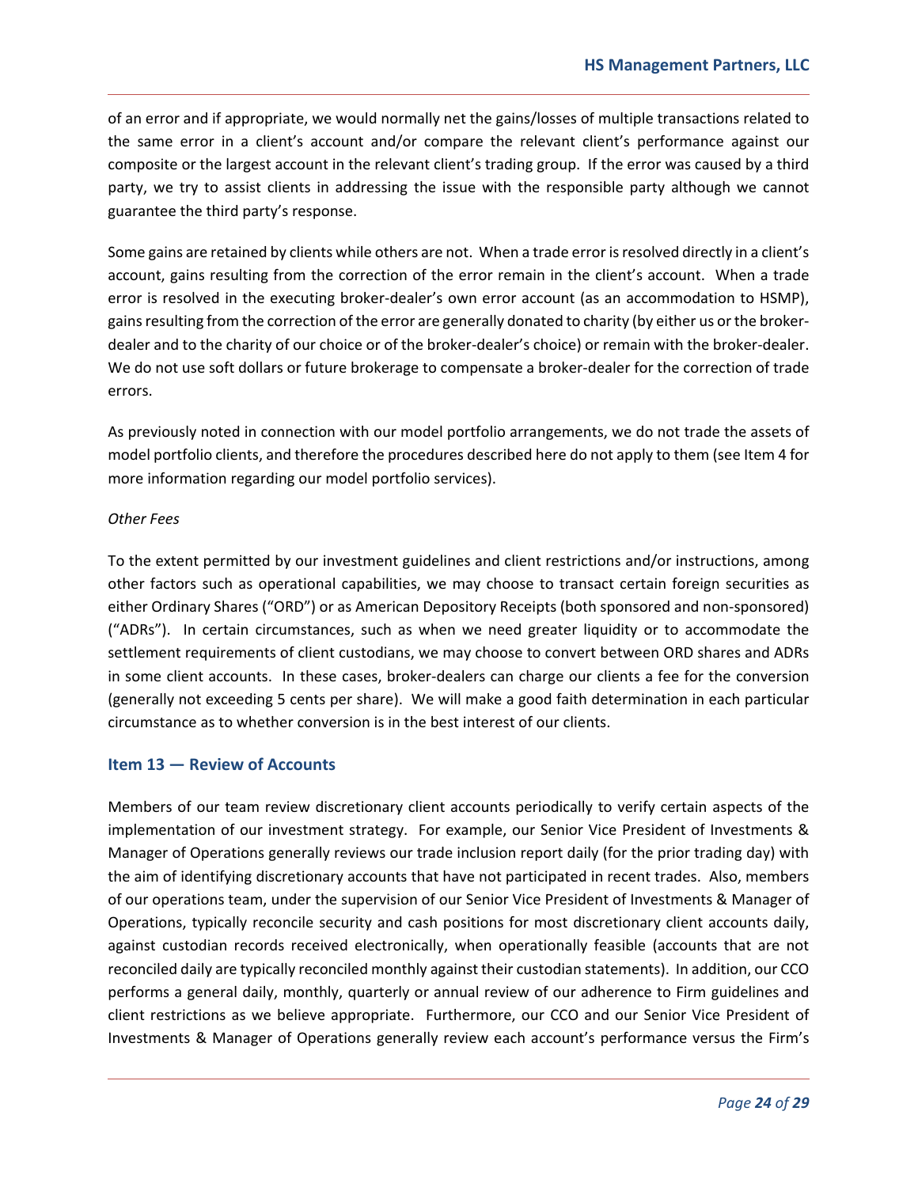of an error and if appropriate, we would normally net the gains/losses of multiple transactions related to the same error in a client's account and/or compare the relevant client's performance against our composite or the largest account in the relevant client's trading group. If the error was caused by a third party, we try to assist clients in addressing the issue with the responsible party although we cannot guarantee the third party's response.

Some gains are retained by clients while others are not. When a trade error is resolved directly in a client's account, gains resulting from the correction of the error remain in the client's account. When a trade error is resolved in the executing broker-dealer's own error account (as an accommodation to HSMP), gains resulting from the correction of the error are generally donated to charity (by either us or the broker-dealer and to the charity of our choice or of the broker-dealer's choice) or remain with the broker-dealer. We do not use soft dollars or future brokerage to compensate a broker-dealer for the correction of trade errors.

As previously noted in connection with our model portfolio arrangements, we do not trade the assets of model portfolio clients, and therefore the procedures described here do not apply to them (see Item 4 for more information regarding our model portfolio services).

*Other Fees*

To the extent permitted by our investment guidelines and client restrictions and/or instructions, among other factors such as operational capabilities, we may choose to transact certain foreign securities as either Ordinary Shares ("ORD") or as American Depository Receipts (both sponsored and non-sponsored) ("ADRs"). In certain circumstances, such as when we need greater liquidity or to accommodate the settlement requirements of client custodians, we may choose to convert between ORD shares and ADRs in some client accounts. In these cases, broker-dealers can charge our clients a fee for the conversion (generally not exceeding 5 cents per share). We will make a good faith determination in each particular circumstance as to whether conversion is in the best interest of our clients.

## Item 13 — Review of Accounts

Members of our team review discretionary client accounts periodically to verify certain aspects of the implementation of our investment strategy. For example, our Senior Vice President of Investments & Manager of Operations generally reviews our trade inclusion report daily (for the prior trading day) with the aim of identifying discretionary accounts that have not participated in recent trades. Also, members of our operations team, under the supervision of our Senior Vice President of Investments & Manager of Operations, typically reconcile security and cash positions for most discretionary client accounts daily, against custodian records received electronically, when operationally feasible (accounts that are not reconciled daily are typically reconciled monthly against their custodian statements). In addition, our CCO performs a general daily, monthly, quarterly or annual review of our adherence to Firm guidelines and client restrictions as we believe appropriate. Furthermore, our CCO and our Senior Vice President of Investments & Manager of Operations generally review each account's performance versus the Firm's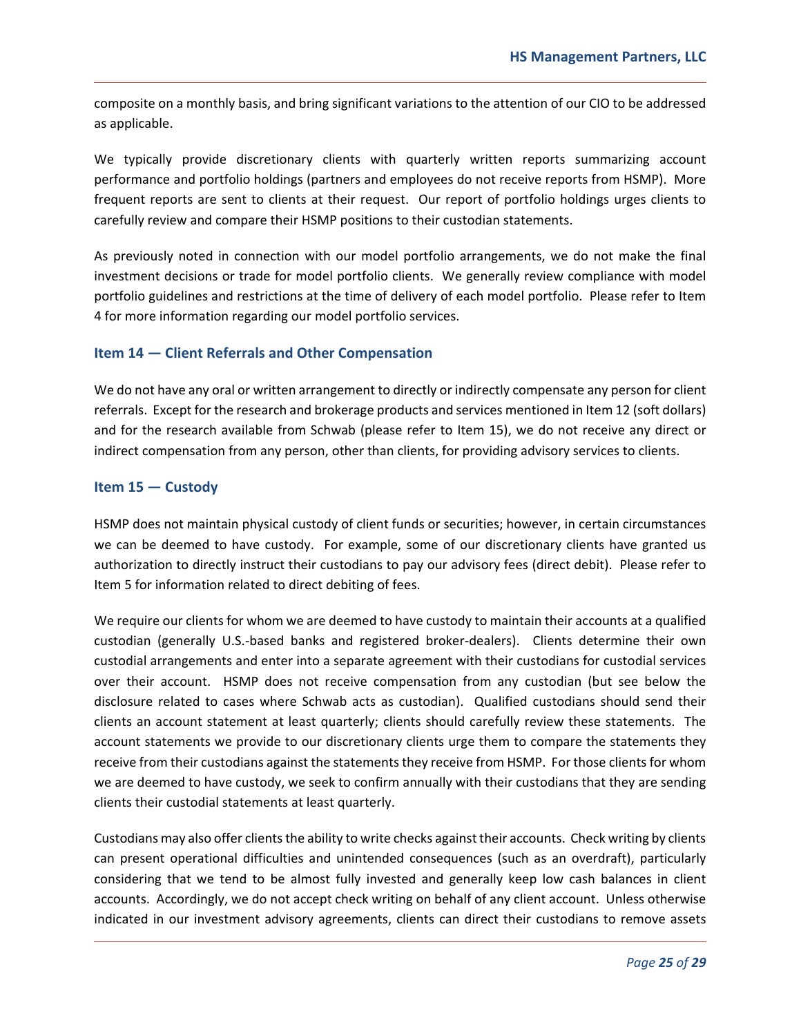composite on a monthly basis, and bring significant variations to the attention of our CIO to be addressed as applicable.

We typically provide discretionary clients with quarterly written reports summarizing account performance and portfolio holdings (partners and employees do not receive reports from HSMP). More frequent reports are sent to clients at their request. Our report of portfolio holdings urges clients to carefully review and compare their HSMP positions to their custodian statements.

As previously noted in connection with our model portfolio arrangements, we do not make the final investment decisions or trade for model portfolio clients. We generally review compliance with model portfolio guidelines and restrictions at the time of delivery of each model portfolio. Please refer to Item 4 for more information regarding our model portfolio services.

## Item 14 — Client Referrals and Other Compensation

We do not have any oral or written arrangement to directly or indirectly compensate any person for client referrals. Except for the research and brokerage products and services mentioned in Item 12 (soft dollars) and for the research available from Schwab (please refer to Item 15), we do not receive any direct or indirect compensation from any person, other than clients, for providing advisory services to clients.

## Item 15 — Custody

HSMP does not maintain physical custody of client funds or securities; however, in certain circumstances we can be deemed to have custody. For example, some of our discretionary clients have granted us authorization to directly instruct their custodians to pay our advisory fees (direct debit). Please refer to Item 5 for information related to direct debiting of fees.

We require our clients for whom we are deemed to have custody to maintain their accounts at a qualified custodian (generally U.S.-based banks and registered broker-dealers). Clients determine their own custodial arrangements and enter into a separate agreement with their custodians for custodial services over their account. HSMP does not receive compensation from any custodian (but see below the disclosure related to cases where Schwab acts as custodian). Qualified custodians should send their clients an account statement at least quarterly; clients should carefully review these statements. The account statements we provide to our discretionary clients urge them to compare the statements they receive from their custodians against the statements they receive from HSMP. For those clients for whom we are deemed to have custody, we seek to confirm annually with their custodians that they are sending clients their custodial statements at least quarterly.

Custodians may also offer clients the ability to write checks against their accounts. Check writing by clients can present operational difficulties and unintended consequences (such as an overdraft), particularly considering that we tend to be almost fully invested and generally keep low cash balances in client accounts. Accordingly, we do not accept check writing on behalf of any client account. Unless otherwise indicated in our investment advisory agreements, clients can direct their custodians to remove assets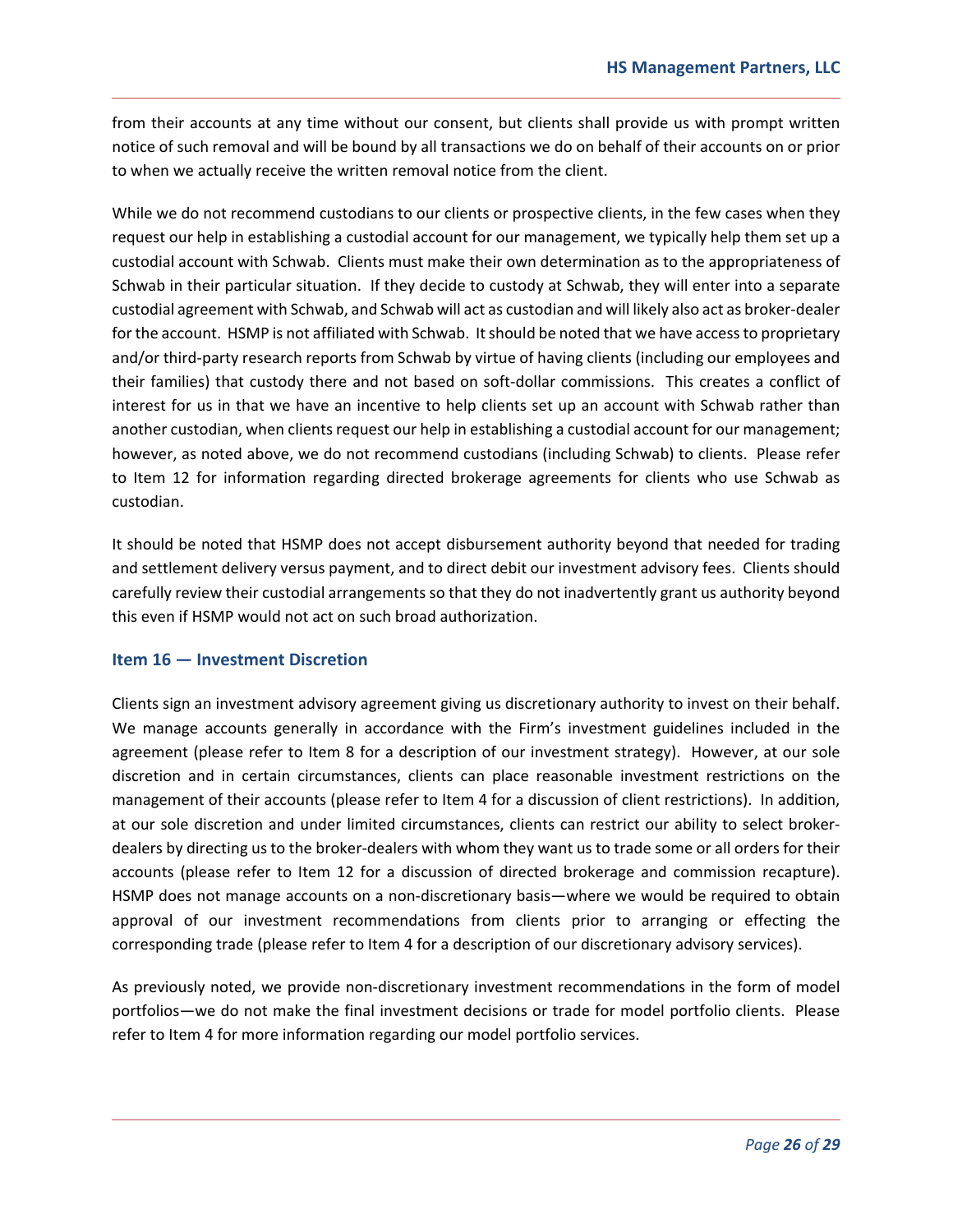from their accounts at any time without our consent, but clients shall provide us with prompt written notice of such removal and will be bound by all transactions we do on behalf of their accounts on or prior to when we actually receive the written removal notice from the client.

While we do not recommend custodians to our clients or prospective clients, in the few cases when they request our help in establishing a custodial account for our management, we typically help them set up a custodial account with Schwab. Clients must make their own determination as to the appropriateness of Schwab in their particular situation. If they decide to custody at Schwab, they will enter into a separate custodial agreement with Schwab, and Schwab will act as custodian and will likely also act as broker-dealer for the account. HSMP is not affiliated with Schwab. It should be noted that we have access to proprietary and/or third-party research reports from Schwab by virtue of having clients (including our employees and their families) that custody there and not based on soft-dollar commissions. This creates a conflict of interest for us in that we have an incentive to help clients set up an account with Schwab rather than another custodian, when clients request our help in establishing a custodial account for our management; however, as noted above, we do not recommend custodians (including Schwab) to clients. Please refer to Item 12 for information regarding directed brokerage agreements for clients who use Schwab as custodian.

It should be noted that HSMP does not accept disbursement authority beyond that needed for trading and settlement delivery versus payment, and to direct debit our investment advisory fees. Clients should carefully review their custodial arrangements so that they do not inadvertently grant us authority beyond this even if HSMP would not act on such broad authorization.

## Item 16 — Investment Discretion

Clients sign an investment advisory agreement giving us discretionary authority to invest on their behalf. We manage accounts generally in accordance with the Firm's investment guidelines included in the agreement (please refer to Item 8 for a description of our investment strategy). However, at our sole discretion and in certain circumstances, clients can place reasonable investment restrictions on the management of their accounts (please refer to Item 4 for a discussion of client restrictions). In addition, at our sole discretion and under limited circumstances, clients can restrict our ability to select broker-dealers by directing us to the broker-dealers with whom they want us to trade some or all orders for their accounts (please refer to Item 12 for a discussion of directed brokerage and commission recapture). HSMP does not manage accounts on a non-discretionary basis—where we would be required to obtain approval of our investment recommendations from clients prior to arranging or effecting the corresponding trade (please refer to Item 4 for a description of our discretionary advisory services).

As previously noted, we provide non-discretionary investment recommendations in the form of model portfolios—we do not make the final investment decisions or trade for model portfolio clients. Please refer to Item 4 for more information regarding our model portfolio services.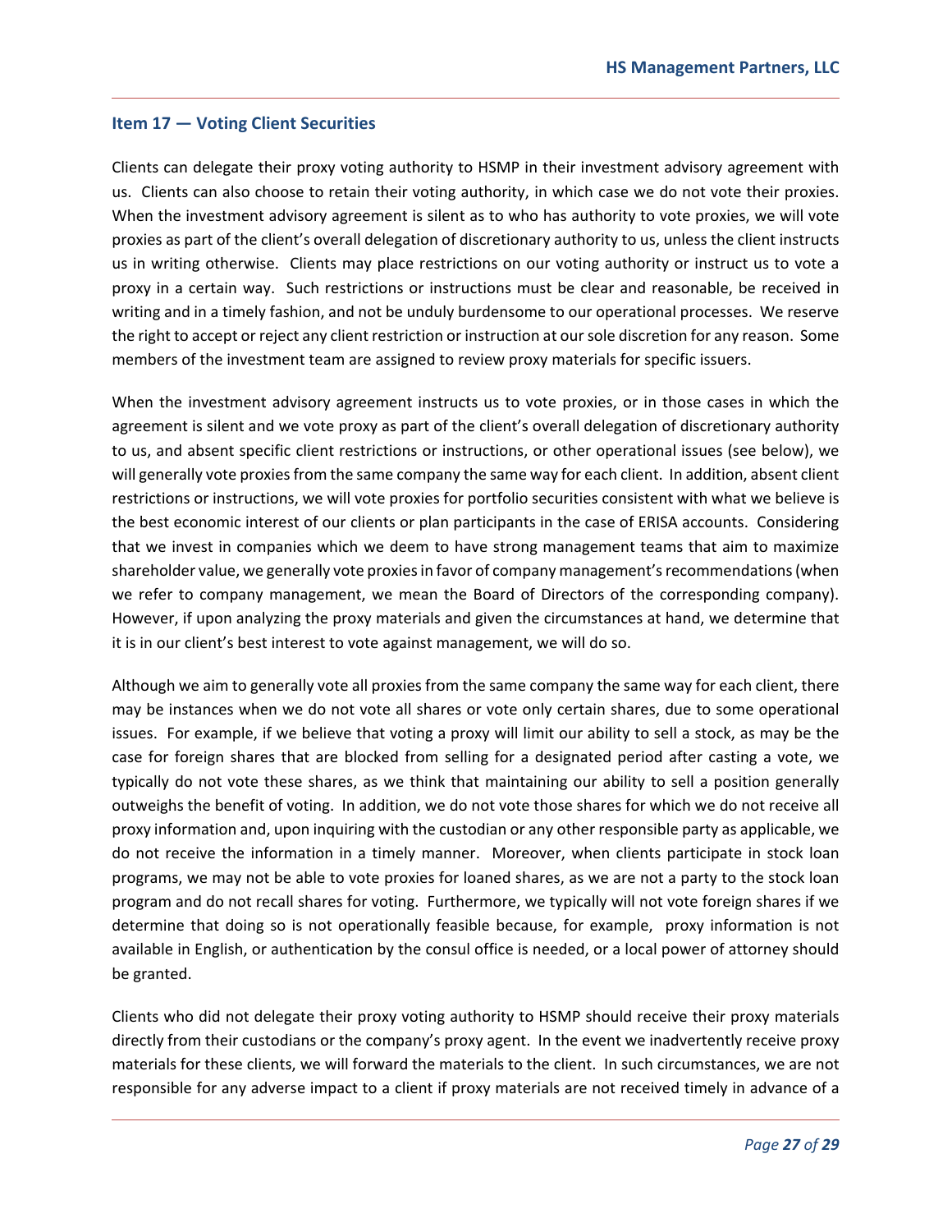## Item 17 — Voting Client Securities

Clients can delegate their proxy voting authority to HSMP in their investment advisory agreement with us. Clients can also choose to retain their voting authority, in which case we do not vote their proxies. When the investment advisory agreement is silent as to who has authority to vote proxies, we will vote proxies as part of the client's overall delegation of discretionary authority to us, unless the client instructs us in writing otherwise. Clients may place restrictions on our voting authority or instruct us to vote a proxy in a certain way. Such restrictions or instructions must be clear and reasonable, be received in writing and in a timely fashion, and not be unduly burdensome to our operational processes. We reserve the right to accept or reject any client restriction or instruction at our sole discretion for any reason. Some members of the investment team are assigned to review proxy materials for specific issuers.

When the investment advisory agreement instructs us to vote proxies, or in those cases in which the agreement is silent and we vote proxy as part of the client's overall delegation of discretionary authority to us, and absent specific client restrictions or instructions, or other operational issues (see below), we will generally vote proxies from the same company the same way for each client. In addition, absent client restrictions or instructions, we will vote proxies for portfolio securities consistent with what we believe is the best economic interest of our clients or plan participants in the case of ERISA accounts. Considering that we invest in companies which we deem to have strong management teams that aim to maximize shareholder value, we generally vote proxies in favor of company management's recommendations (when we refer to company management, we mean the Board of Directors of the corresponding company). However, if upon analyzing the proxy materials and given the circumstances at hand, we determine that it is in our client's best interest to vote against management, we will do so.

Although we aim to generally vote all proxies from the same company the same way for each client, there may be instances when we do not vote all shares or vote only certain shares, due to some operational issues. For example, if we believe that voting a proxy will limit our ability to sell a stock, as may be the case for foreign shares that are blocked from selling for a designated period after casting a vote, we typically do not vote these shares, as we think that maintaining our ability to sell a position generally outweighs the benefit of voting. In addition, we do not vote those shares for which we do not receive all proxy information and, upon inquiring with the custodian or any other responsible party as applicable, we do not receive the information in a timely manner. Moreover, when clients participate in stock loan programs, we may not be able to vote proxies for loaned shares, as we are not a party to the stock loan program and do not recall shares for voting. Furthermore, we typically will not vote foreign shares if we determine that doing so is not operationally feasible because, for example, proxy information is not available in English, or authentication by the consul office is needed, or a local power of attorney should be granted.

Clients who did not delegate their proxy voting authority to HSMP should receive their proxy materials directly from their custodians or the company's proxy agent. In the event we inadvertently receive proxy materials for these clients, we will forward the materials to the client. In such circumstances, we are not responsible for any adverse impact to a client if proxy materials are not received timely in advance of a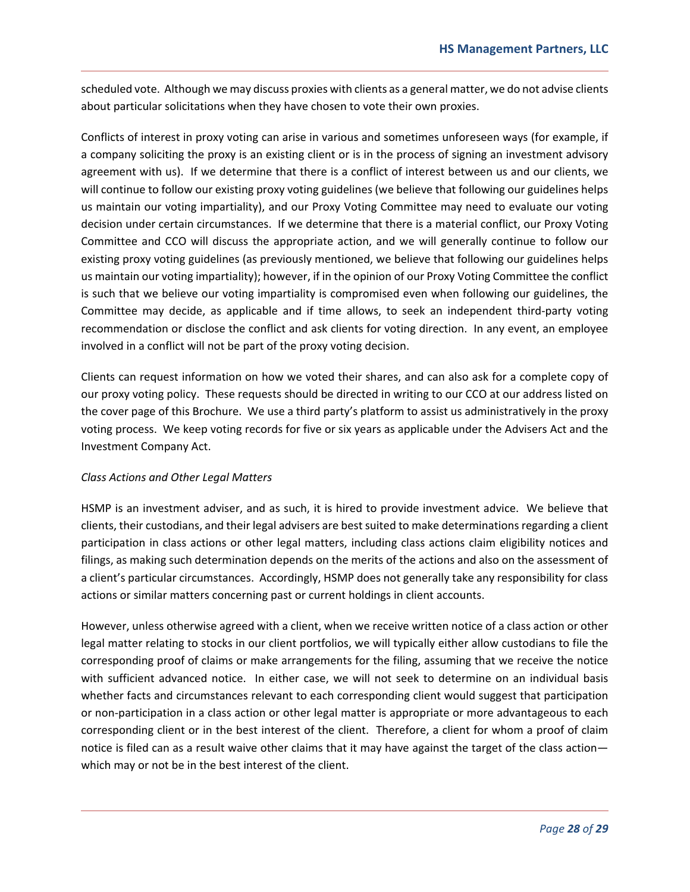scheduled vote. Although we may discuss proxies with clients as a general matter, we do not advise clients about particular solicitations when they have chosen to vote their own proxies.

Conflicts of interest in proxy voting can arise in various and sometimes unforeseen ways (for example, if a company soliciting the proxy is an existing client or is in the process of signing an investment advisory agreement with us). If we determine that there is a conflict of interest between us and our clients, we will continue to follow our existing proxy voting guidelines (we believe that following our guidelines helps us maintain our voting impartiality), and our Proxy Voting Committee may need to evaluate our voting decision under certain circumstances. If we determine that there is a material conflict, our Proxy Voting Committee and CCO will discuss the appropriate action, and we will generally continue to follow our existing proxy voting guidelines (as previously mentioned, we believe that following our guidelines helps us maintain our voting impartiality); however, if in the opinion of our Proxy Voting Committee the conflict is such that we believe our voting impartiality is compromised even when following our guidelines, the Committee may decide, as applicable and if time allows, to seek an independent third-party voting recommendation or disclose the conflict and ask clients for voting direction. In any event, an employee involved in a conflict will not be part of the proxy voting decision.

Clients can request information on how we voted their shares, and can also ask for a complete copy of our proxy voting policy. These requests should be directed in writing to our CCO at our address listed on the cover page of this Brochure. We use a third party's platform to assist us administratively in the proxy voting process. We keep voting records for five or six years as applicable under the Advisers Act and the Investment Company Act.

*Class Actions and Other Legal Matters*

HSMP is an investment adviser, and as such, it is hired to provide investment advice. We believe that clients, their custodians, and their legal advisers are best suited to make determinations regarding a client participation in class actions or other legal matters, including class actions claim eligibility notices and filings, as making such determination depends on the merits of the actions and also on the assessment of a client's particular circumstances. Accordingly, HSMP does not generally take any responsibility for class actions or similar matters concerning past or current holdings in client accounts.

However, unless otherwise agreed with a client, when we receive written notice of a class action or other legal matter relating to stocks in our client portfolios, we will typically either allow custodians to file the corresponding proof of claims or make arrangements for the filing, assuming that we receive the notice with sufficient advanced notice. In either case, we will not seek to determine on an individual basis whether facts and circumstances relevant to each corresponding client would suggest that participation or non-participation in a class action or other legal matter is appropriate or more advantageous to each corresponding client or in the best interest of the client. Therefore, a client for whom a proof of claim notice is filed can as a result waive other claims that it may have against the target of the class action—which may or not be in the best interest of the client.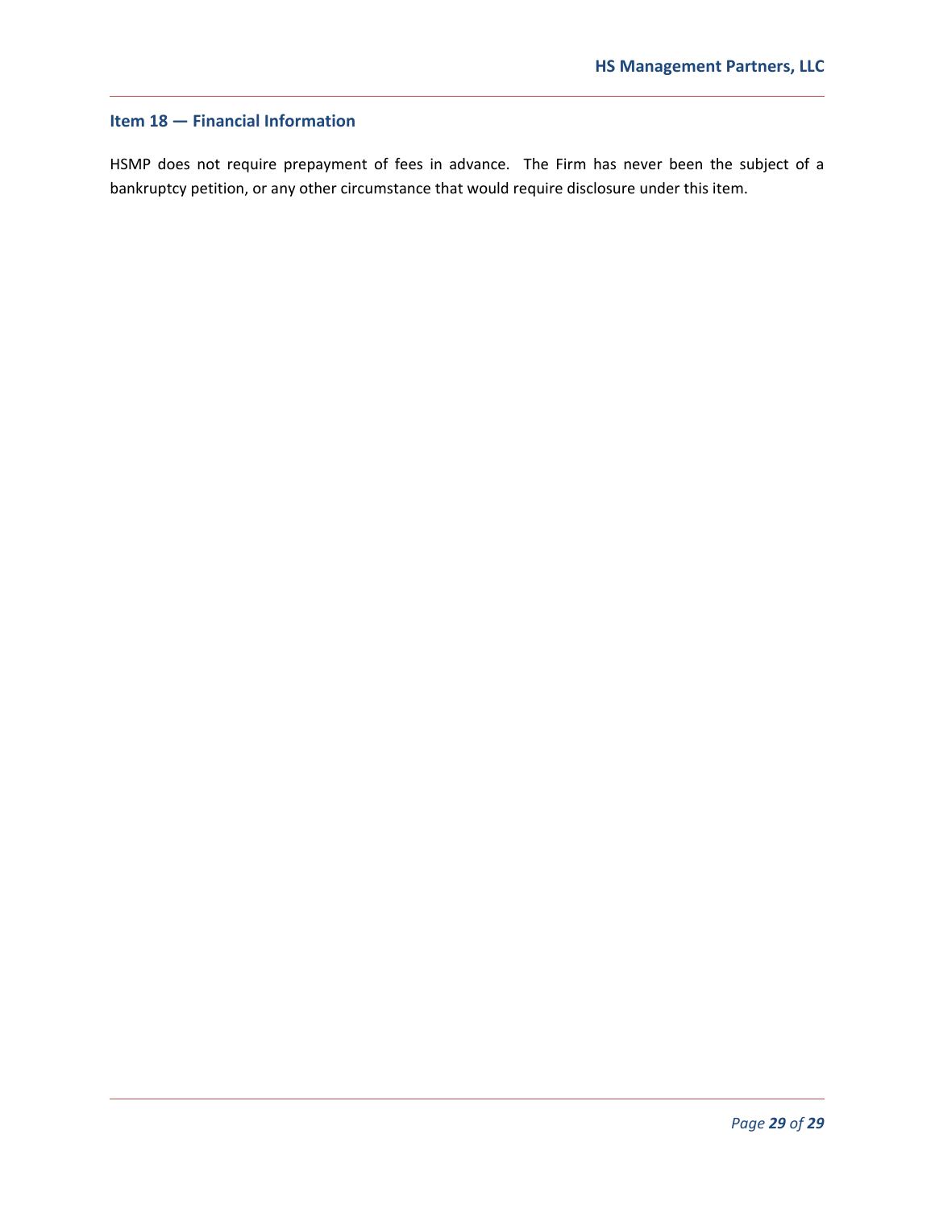## Item 18 — Financial Information

HSMP does not require prepayment of fees in advance. The Firm has never been the subject of a bankruptcy petition, or any other circumstance that would require disclosure under this item.